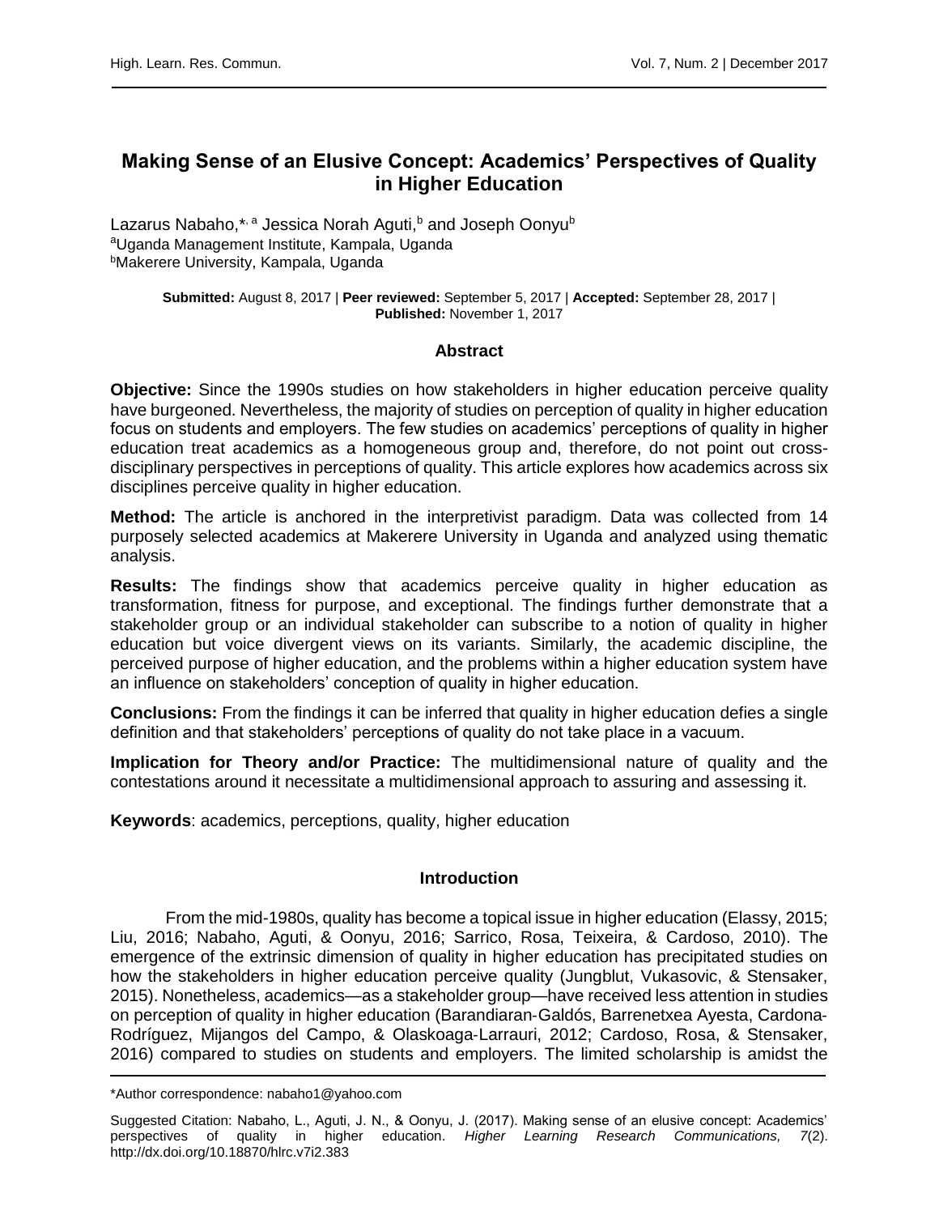# Making Sense of an Elusive Concept: Academics' Perspectives of Quality in Higher Education

Lazarus Nabaho,[*, a] Jessica Norah Aguti,[b] and Joseph Oonyu[b]
[a]Uganda Management Institute, Kampala, Uganda
[b]Makerere University, Kampala, Uganda

**Submitted:** August 8, 2017 | **Peer reviewed:** September 5, 2017 | **Accepted:** September 28, 2017 | **Published:** November 1, 2017

## Abstract

**Objective:** Since the 1990s studies on how stakeholders in higher education perceive quality have burgeoned. Nevertheless, the majority of studies on perception of quality in higher education focus on students and employers. The few studies on academics' perceptions of quality in higher education treat academics as a homogeneous group and, therefore, do not point out cross-disciplinary perspectives in perceptions of quality. This article explores how academics across six disciplines perceive quality in higher education.

**Method:** The article is anchored in the interpretivist paradigm. Data was collected from 14 purposely selected academics at Makerere University in Uganda and analyzed using thematic analysis.

**Results:** The findings show that academics perceive quality in higher education as transformation, fitness for purpose, and exceptional. The findings further demonstrate that a stakeholder group or an individual stakeholder can subscribe to a notion of quality in higher education but voice divergent views on its variants. Similarly, the academic discipline, the perceived purpose of higher education, and the problems within a higher education system have an influence on stakeholders' conception of quality in higher education.

**Conclusions:** From the findings it can be inferred that quality in higher education defies a single definition and that stakeholders' perceptions of quality do not take place in a vacuum.

**Implication for Theory and/or Practice:** The multidimensional nature of quality and the contestations around it necessitate a multidimensional approach to assuring and assessing it.

**Keywords**: academics, perceptions, quality, higher education

## Introduction

From the mid-1980s, quality has become a topical issue in higher education (Elassy, 2015; Liu, 2016; Nabaho, Aguti, & Oonyu, 2016; Sarrico, Rosa, Teixeira, & Cardoso, 2010). The emergence of the extrinsic dimension of quality in higher education has precipitated studies on how the stakeholders in higher education perceive quality (Jungblut, Vukasovic, & Stensaker, 2015). Nonetheless, academics—as a stakeholder group—have received less attention in studies on perception of quality in higher education (Barandiaran-Galdós, Barrenetxea Ayesta, Cardona-Rodríguez, Mijangos del Campo, & Olaskoaga-Larrauri, 2012; Cardoso, Rosa, & Stensaker, 2016) compared to studies on students and employers. The limited scholarship is amidst the

---

*Author correspondence: nabaho1@yahoo.com

Suggested Citation: Nabaho, L., Aguti, J. N., & Oonyu, J. (2017). Making sense of an elusive concept: Academics' perspectives of quality in higher education. *Higher Learning Research Communications, 7*(2). http://dx.doi.org/10.18870/hlrc.v7i2.383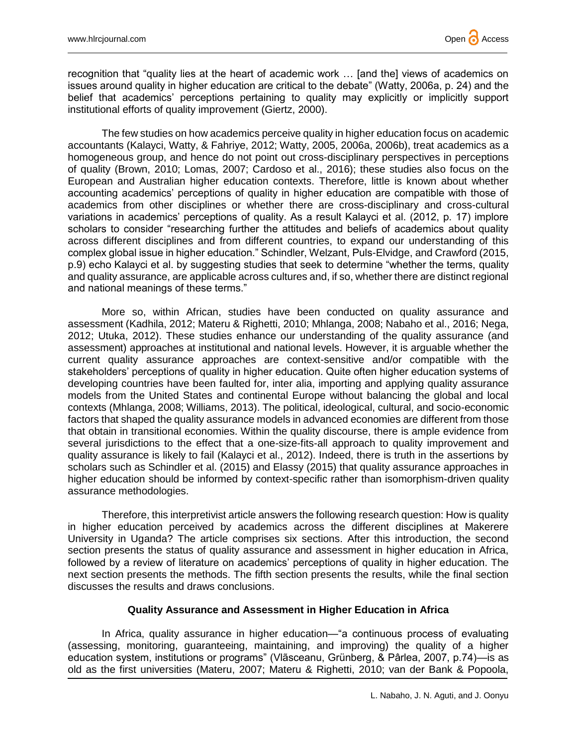recognition that "quality lies at the heart of academic work … [and the] views of academics on issues around quality in higher education are critical to the debate" (Watty, 2006a, p. 24) and the belief that academics' perceptions pertaining to quality may explicitly or implicitly support institutional efforts of quality improvement (Giertz, 2000).

The few studies on how academics perceive quality in higher education focus on academic accountants (Kalayci, Watty, & Fahriye, 2012; Watty, 2005, 2006a, 2006b), treat academics as a homogeneous group, and hence do not point out cross-disciplinary perspectives in perceptions of quality (Brown, 2010; Lomas, 2007; Cardoso et al., 2016); these studies also focus on the European and Australian higher education contexts. Therefore, little is known about whether accounting academics' perceptions of quality in higher education are compatible with those of academics from other disciplines or whether there are cross-disciplinary and cross-cultural variations in academics' perceptions of quality. As a result Kalayci et al. (2012, p. 17) implore scholars to consider "researching further the attitudes and beliefs of academics about quality across different disciplines and from different countries, to expand our understanding of this complex global issue in higher education." Schindler, Welzant, Puls-Elvidge, and Crawford (2015, p.9) echo Kalayci et al. by suggesting studies that seek to determine "whether the terms, quality and quality assurance, are applicable across cultures and, if so, whether there are distinct regional and national meanings of these terms."

More so, within African, studies have been conducted on quality assurance and assessment (Kadhila, 2012; Materu & Righetti, 2010; Mhlanga, 2008; Nabaho et al., 2016; Nega, 2012; Utuka, 2012). These studies enhance our understanding of the quality assurance (and assessment) approaches at institutional and national levels. However, it is arguable whether the current quality assurance approaches are context-sensitive and/or compatible with the stakeholders' perceptions of quality in higher education. Quite often higher education systems of developing countries have been faulted for, inter alia, importing and applying quality assurance models from the United States and continental Europe without balancing the global and local contexts (Mhlanga, 2008; Williams, 2013). The political, ideological, cultural, and socio-economic factors that shaped the quality assurance models in advanced economies are different from those that obtain in transitional economies. Within the quality discourse, there is ample evidence from several jurisdictions to the effect that a one-size-fits-all approach to quality improvement and quality assurance is likely to fail (Kalayci et al., 2012). Indeed, there is truth in the assertions by scholars such as Schindler et al. (2015) and Elassy (2015) that quality assurance approaches in higher education should be informed by context-specific rather than isomorphism-driven quality assurance methodologies.

Therefore, this interpretivist article answers the following research question: How is quality in higher education perceived by academics across the different disciplines at Makerere University in Uganda? The article comprises six sections. After this introduction, the second section presents the status of quality assurance and assessment in higher education in Africa, followed by a review of literature on academics' perceptions of quality in higher education. The next section presents the methods. The fifth section presents the results, while the final section discusses the results and draws conclusions.

## Quality Assurance and Assessment in Higher Education in Africa

In Africa, quality assurance in higher education—"a continuous process of evaluating (assessing, monitoring, guaranteeing, maintaining, and improving) the quality of a higher education system, institutions or programs" (Vlăsceanu, Grünberg, & Pârlea, 2007, p.74)—is as old as the first universities (Materu, 2007; Materu & Righetti, 2010; van der Bank & Popoola,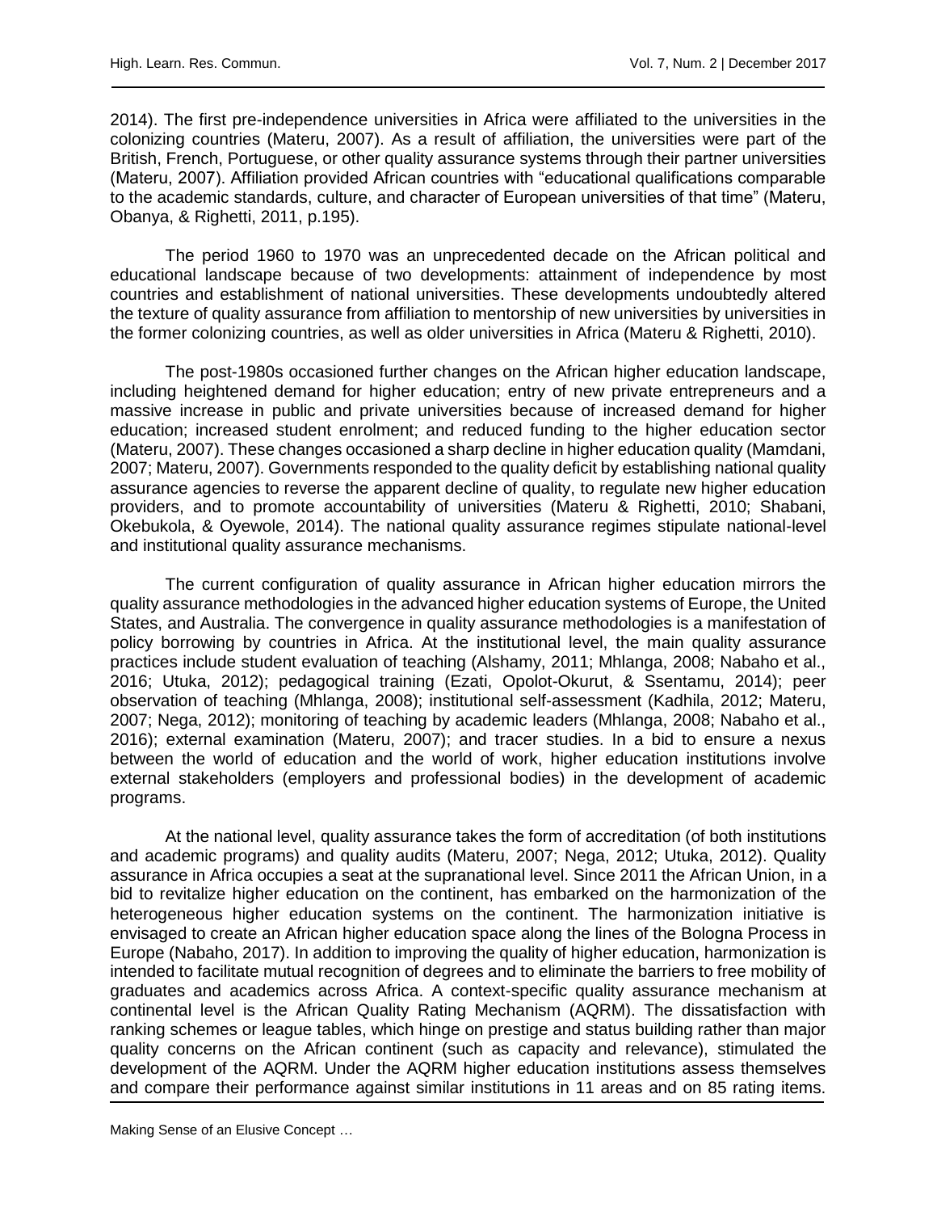2014). The first pre-independence universities in Africa were affiliated to the universities in the colonizing countries (Materu, 2007). As a result of affiliation, the universities were part of the British, French, Portuguese, or other quality assurance systems through their partner universities (Materu, 2007). Affiliation provided African countries with "educational qualifications comparable to the academic standards, culture, and character of European universities of that time" (Materu, Obanya, & Righetti, 2011, p.195).

The period 1960 to 1970 was an unprecedented decade on the African political and educational landscape because of two developments: attainment of independence by most countries and establishment of national universities. These developments undoubtedly altered the texture of quality assurance from affiliation to mentorship of new universities by universities in the former colonizing countries, as well as older universities in Africa (Materu & Righetti, 2010).

The post-1980s occasioned further changes on the African higher education landscape, including heightened demand for higher education; entry of new private entrepreneurs and a massive increase in public and private universities because of increased demand for higher education; increased student enrolment; and reduced funding to the higher education sector (Materu, 2007). These changes occasioned a sharp decline in higher education quality (Mamdani, 2007; Materu, 2007). Governments responded to the quality deficit by establishing national quality assurance agencies to reverse the apparent decline of quality, to regulate new higher education providers, and to promote accountability of universities (Materu & Righetti, 2010; Shabani, Okebukola, & Oyewole, 2014). The national quality assurance regimes stipulate national-level and institutional quality assurance mechanisms.

The current configuration of quality assurance in African higher education mirrors the quality assurance methodologies in the advanced higher education systems of Europe, the United States, and Australia. The convergence in quality assurance methodologies is a manifestation of policy borrowing by countries in Africa. At the institutional level, the main quality assurance practices include student evaluation of teaching (Alshamy, 2011; Mhlanga, 2008; Nabaho et al., 2016; Utuka, 2012); pedagogical training (Ezati, Opolot-Okurut, & Ssentamu, 2014); peer observation of teaching (Mhlanga, 2008); institutional self-assessment (Kadhila, 2012; Materu, 2007; Nega, 2012); monitoring of teaching by academic leaders (Mhlanga, 2008; Nabaho et al., 2016); external examination (Materu, 2007); and tracer studies. In a bid to ensure a nexus between the world of education and the world of work, higher education institutions involve external stakeholders (employers and professional bodies) in the development of academic programs.

At the national level, quality assurance takes the form of accreditation (of both institutions and academic programs) and quality audits (Materu, 2007; Nega, 2012; Utuka, 2012). Quality assurance in Africa occupies a seat at the supranational level. Since 2011 the African Union, in a bid to revitalize higher education on the continent, has embarked on the harmonization of the heterogeneous higher education systems on the continent. The harmonization initiative is envisaged to create an African higher education space along the lines of the Bologna Process in Europe (Nabaho, 2017). In addition to improving the quality of higher education, harmonization is intended to facilitate mutual recognition of degrees and to eliminate the barriers to free mobility of graduates and academics across Africa. A context-specific quality assurance mechanism at continental level is the African Quality Rating Mechanism (AQRM). The dissatisfaction with ranking schemes or league tables, which hinge on prestige and status building rather than major quality concerns on the African continent (such as capacity and relevance), stimulated the development of the AQRM. Under the AQRM higher education institutions assess themselves and compare their performance against similar institutions in 11 areas and on 85 rating items.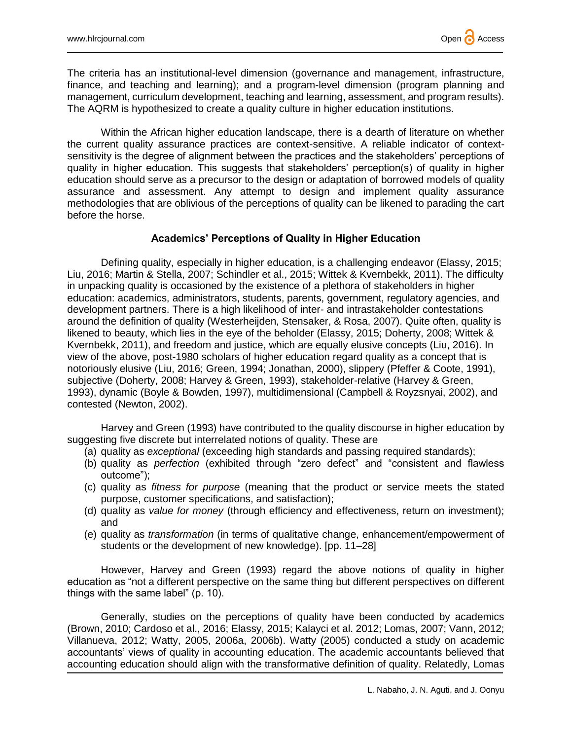The criteria has an institutional-level dimension (governance and management, infrastructure, finance, and teaching and learning); and a program-level dimension (program planning and management, curriculum development, teaching and learning, assessment, and program results). The AQRM is hypothesized to create a quality culture in higher education institutions.

Within the African higher education landscape, there is a dearth of literature on whether the current quality assurance practices are context-sensitive. A reliable indicator of context-sensitivity is the degree of alignment between the practices and the stakeholders' perceptions of quality in higher education. This suggests that stakeholders' perception(s) of quality in higher education should serve as a precursor to the design or adaptation of borrowed models of quality assurance and assessment. Any attempt to design and implement quality assurance methodologies that are oblivious of the perceptions of quality can be likened to parading the cart before the horse.

## Academics' Perceptions of Quality in Higher Education

Defining quality, especially in higher education, is a challenging endeavor (Elassy, 2015; Liu, 2016; Martin & Stella, 2007; Schindler et al., 2015; Wittek & Kvernbekk, 2011). The difficulty in unpacking quality is occasioned by the existence of a plethora of stakeholders in higher education: academics, administrators, students, parents, government, regulatory agencies, and development partners. There is a high likelihood of inter- and intrastakeholder contestations around the definition of quality (Westerheijden, Stensaker, & Rosa, 2007). Quite often, quality is likened to beauty, which lies in the eye of the beholder (Elassy, 2015; Doherty, 2008; Wittek & Kvernbekk, 2011), and freedom and justice, which are equally elusive concepts (Liu, 2016). In view of the above, post-1980 scholars of higher education regard quality as a concept that is notoriously elusive (Liu, 2016; Green, 1994; Jonathan, 2000), slippery (Pfeffer & Coote, 1991), subjective (Doherty, 2008; Harvey & Green, 1993), stakeholder-relative (Harvey & Green, 1993), dynamic (Boyle & Bowden, 1997), multidimensional (Campbell & Royzsnyai, 2002), and contested (Newton, 2002).

Harvey and Green (1993) have contributed to the quality discourse in higher education by suggesting five discrete but interrelated notions of quality. These are

(a) quality as *exceptional* (exceeding high standards and passing required standards);
(b) quality as *perfection* (exhibited through "zero defect" and "consistent and flawless outcome");
(c) quality as *fitness for purpose* (meaning that the product or service meets the stated purpose, customer specifications, and satisfaction);
(d) quality as *value for money* (through efficiency and effectiveness, return on investment); and
(e) quality as *transformation* (in terms of qualitative change, enhancement/empowerment of students or the development of new knowledge). [pp. 11–28]

However, Harvey and Green (1993) regard the above notions of quality in higher education as "not a different perspective on the same thing but different perspectives on different things with the same label" (p. 10).

Generally, studies on the perceptions of quality have been conducted by academics (Brown, 2010; Cardoso et al., 2016; Elassy, 2015; Kalayci et al. 2012; Lomas, 2007; Vann, 2012; Villanueva, 2012; Watty, 2005, 2006a, 2006b). Watty (2005) conducted a study on academic accountants' views of quality in accounting education. The academic accountants believed that accounting education should align with the transformative definition of quality. Relatedly, Lomas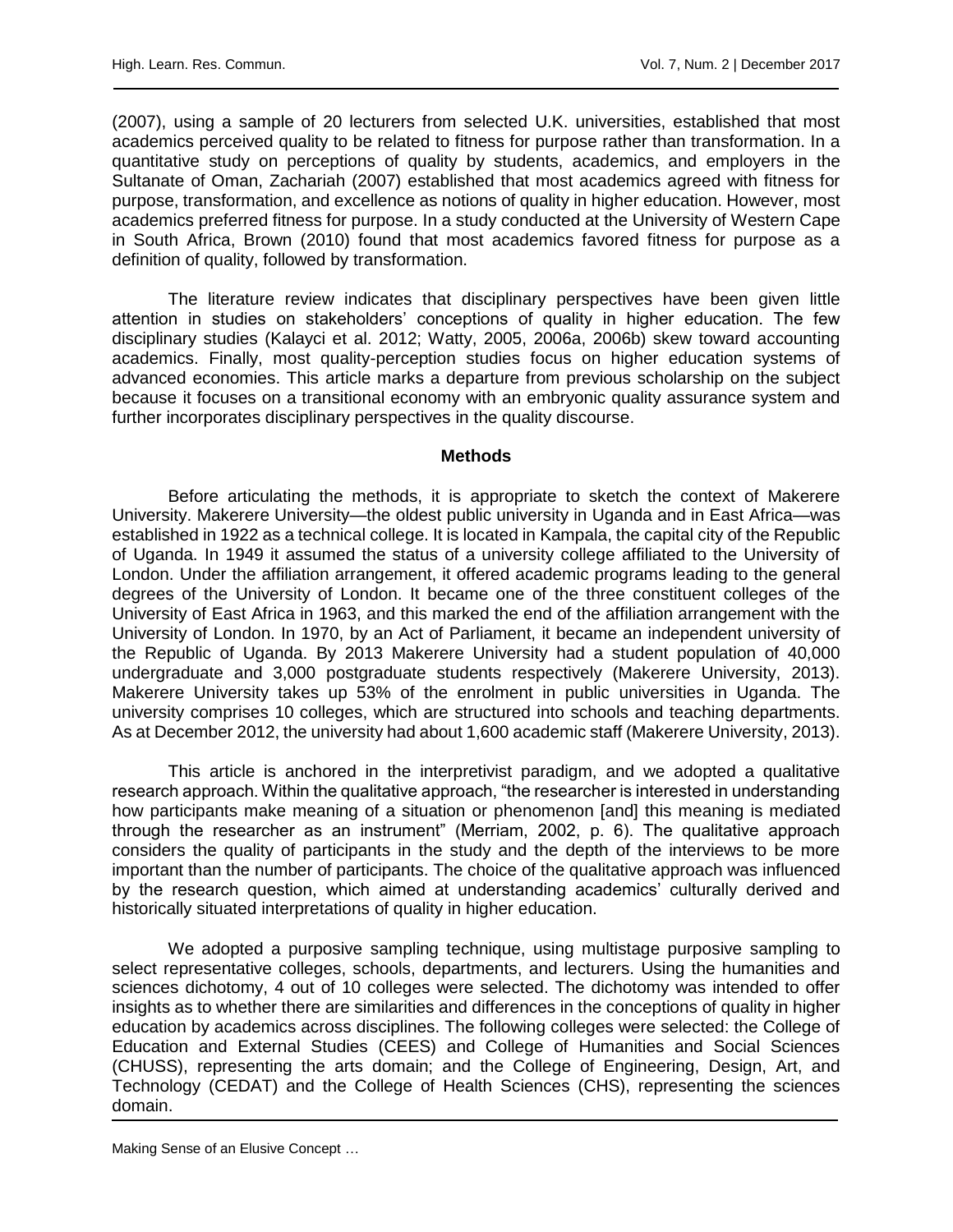(2007), using a sample of 20 lecturers from selected U.K. universities, established that most academics perceived quality to be related to fitness for purpose rather than transformation. In a quantitative study on perceptions of quality by students, academics, and employers in the Sultanate of Oman, Zachariah (2007) established that most academics agreed with fitness for purpose, transformation, and excellence as notions of quality in higher education. However, most academics preferred fitness for purpose. In a study conducted at the University of Western Cape in South Africa, Brown (2010) found that most academics favored fitness for purpose as a definition of quality, followed by transformation.

The literature review indicates that disciplinary perspectives have been given little attention in studies on stakeholders' conceptions of quality in higher education. The few disciplinary studies (Kalayci et al. 2012; Watty, 2005, 2006a, 2006b) skew toward accounting academics. Finally, most quality-perception studies focus on higher education systems of advanced economies. This article marks a departure from previous scholarship on the subject because it focuses on a transitional economy with an embryonic quality assurance system and further incorporates disciplinary perspectives in the quality discourse.

## Methods

Before articulating the methods, it is appropriate to sketch the context of Makerere University. Makerere University—the oldest public university in Uganda and in East Africa—was established in 1922 as a technical college. It is located in Kampala, the capital city of the Republic of Uganda. In 1949 it assumed the status of a university college affiliated to the University of London. Under the affiliation arrangement, it offered academic programs leading to the general degrees of the University of London. It became one of the three constituent colleges of the University of East Africa in 1963, and this marked the end of the affiliation arrangement with the University of London. In 1970, by an Act of Parliament, it became an independent university of the Republic of Uganda. By 2013 Makerere University had a student population of 40,000 undergraduate and 3,000 postgraduate students respectively (Makerere University, 2013). Makerere University takes up 53% of the enrolment in public universities in Uganda. The university comprises 10 colleges, which are structured into schools and teaching departments. As at December 2012, the university had about 1,600 academic staff (Makerere University, 2013).

This article is anchored in the interpretivist paradigm, and we adopted a qualitative research approach. Within the qualitative approach, "the researcher is interested in understanding how participants make meaning of a situation or phenomenon [and] this meaning is mediated through the researcher as an instrument" (Merriam, 2002, p. 6). The qualitative approach considers the quality of participants in the study and the depth of the interviews to be more important than the number of participants. The choice of the qualitative approach was influenced by the research question, which aimed at understanding academics' culturally derived and historically situated interpretations of quality in higher education.

We adopted a purposive sampling technique, using multistage purposive sampling to select representative colleges, schools, departments, and lecturers. Using the humanities and sciences dichotomy, 4 out of 10 colleges were selected. The dichotomy was intended to offer insights as to whether there are similarities and differences in the conceptions of quality in higher education by academics across disciplines. The following colleges were selected: the College of Education and External Studies (CEES) and College of Humanities and Social Sciences (CHUSS), representing the arts domain; and the College of Engineering, Design, Art, and Technology (CEDAT) and the College of Health Sciences (CHS), representing the sciences domain.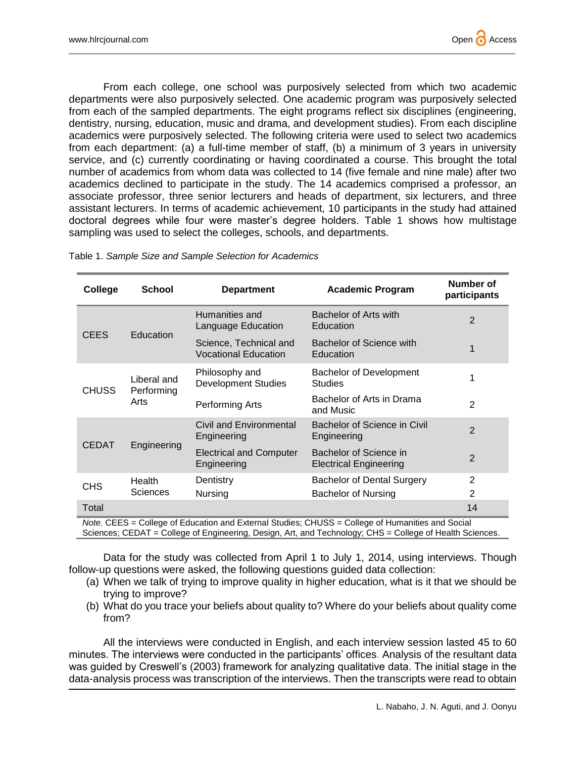From each college, one school was purposively selected from which two academic departments were also purposively selected. One academic program was purposively selected from each of the sampled departments. The eight programs reflect six disciplines (engineering, dentistry, nursing, education, music and drama, and development studies). From each discipline academics were purposively selected. The following criteria were used to select two academics from each department: (a) a full-time member of staff, (b) a minimum of 3 years in university service, and (c) currently coordinating or having coordinated a course. This brought the total number of academics from whom data was collected to 14 (five female and nine male) after two academics declined to participate in the study. The 14 academics comprised a professor, an associate professor, three senior lecturers and heads of department, six lecturers, and three assistant lecturers. In terms of academic achievement, 10 participants in the study had attained doctoral degrees while four were master's degree holders. Table 1 shows how multistage sampling was used to select the colleges, schools, and departments.

Table 1. *Sample Size and Sample Selection for Academics*

| College | School | Department | Academic Program | Number of participants |
|---|---|---|---|---|
| CEES | Education | Humanities and Language Education | Bachelor of Arts with Education | 2 |
| | | Science, Technical and Vocational Education | Bachelor of Science with Education | 1 |
| CHUSS | Liberal and Performing Arts | Philosophy and Development Studies | Bachelor of Development Studies | 1 |
| | | Performing Arts | Bachelor of Arts in Drama and Music | 2 |
| CEDAT | Engineering | Civil and Environmental Engineering | Bachelor of Science in Civil Engineering | 2 |
| | | Electrical and Computer Engineering | Bachelor of Science in Electrical Engineering | 2 |
| CHS | Health Sciences | Dentistry | Bachelor of Dental Surgery | 2 |
| | | Nursing | Bachelor of Nursing | 2 |
| Total | | | | 14 |

*Note.* CEES = College of Education and External Studies; CHUSS = College of Humanities and Social Sciences; CEDAT = College of Engineering, Design, Art, and Technology; CHS = College of Health Sciences.

Data for the study was collected from April 1 to July 1, 2014, using interviews. Though follow-up questions were asked, the following questions guided data collection:

(a) When we talk of trying to improve quality in higher education, what is it that we should be trying to improve?

(b) What do you trace your beliefs about quality to? Where do your beliefs about quality come from?

All the interviews were conducted in English, and each interview session lasted 45 to 60 minutes. The interviews were conducted in the participants' offices. Analysis of the resultant data was guided by Creswell's (2003) framework for analyzing qualitative data. The initial stage in the data-analysis process was transcription of the interviews. Then the transcripts were read to obtain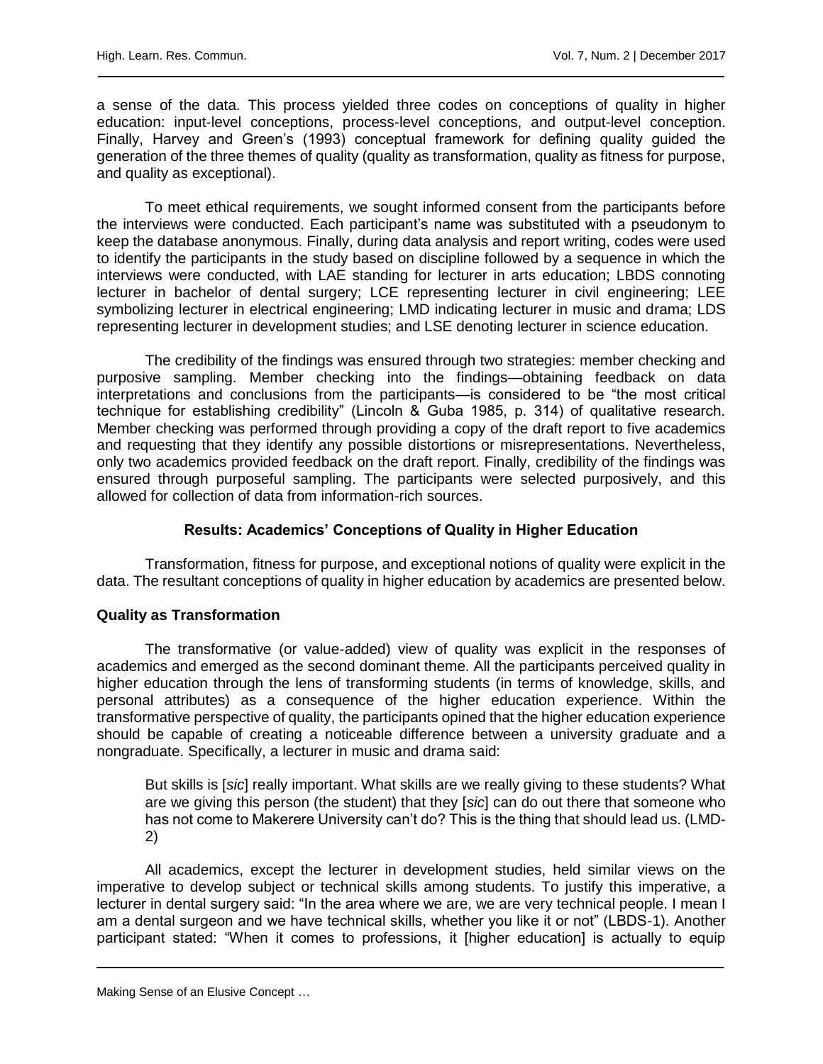a sense of the data. This process yielded three codes on conceptions of quality in higher education: input-level conceptions, process-level conceptions, and output-level conception. Finally, Harvey and Green's (1993) conceptual framework for defining quality guided the generation of the three themes of quality (quality as transformation, quality as fitness for purpose, and quality as exceptional).

To meet ethical requirements, we sought informed consent from the participants before the interviews were conducted. Each participant's name was substituted with a pseudonym to keep the database anonymous. Finally, during data analysis and report writing, codes were used to identify the participants in the study based on discipline followed by a sequence in which the interviews were conducted, with LAE standing for lecturer in arts education; LBDS connoting lecturer in bachelor of dental surgery; LCE representing lecturer in civil engineering; LEE symbolizing lecturer in electrical engineering; LMD indicating lecturer in music and drama; LDS representing lecturer in development studies; and LSE denoting lecturer in science education.

The credibility of the findings was ensured through two strategies: member checking and purposive sampling. Member checking into the findings—obtaining feedback on data interpretations and conclusions from the participants—is considered to be "the most critical technique for establishing credibility" (Lincoln & Guba 1985, p. 314) of qualitative research. Member checking was performed through providing a copy of the draft report to five academics and requesting that they identify any possible distortions or misrepresentations. Nevertheless, only two academics provided feedback on the draft report. Finally, credibility of the findings was ensured through purposeful sampling. The participants were selected purposively, and this allowed for collection of data from information-rich sources.

## Results: Academics' Conceptions of Quality in Higher Education

Transformation, fitness for purpose, and exceptional notions of quality were explicit in the data. The resultant conceptions of quality in higher education by academics are presented below.

### Quality as Transformation

The transformative (or value-added) view of quality was explicit in the responses of academics and emerged as the second dominant theme. All the participants perceived quality in higher education through the lens of transforming students (in terms of knowledge, skills, and personal attributes) as a consequence of the higher education experience. Within the transformative perspective of quality, the participants opined that the higher education experience should be capable of creating a noticeable difference between a university graduate and a nongraduate. Specifically, a lecturer in music and drama said:

> But skills is [*sic*] really important. What skills are we really giving to these students? What are we giving this person (the student) that they [*sic*] can do out there that someone who has not come to Makerere University can't do? This is the thing that should lead us. (LMD-2)

All academics, except the lecturer in development studies, held similar views on the imperative to develop subject or technical skills among students. To justify this imperative, a lecturer in dental surgery said: "In the area where we are, we are very technical people. I mean I am a dental surgeon and we have technical skills, whether you like it or not" (LBDS-1). Another participant stated: "When it comes to professions, it [higher education] is actually to equip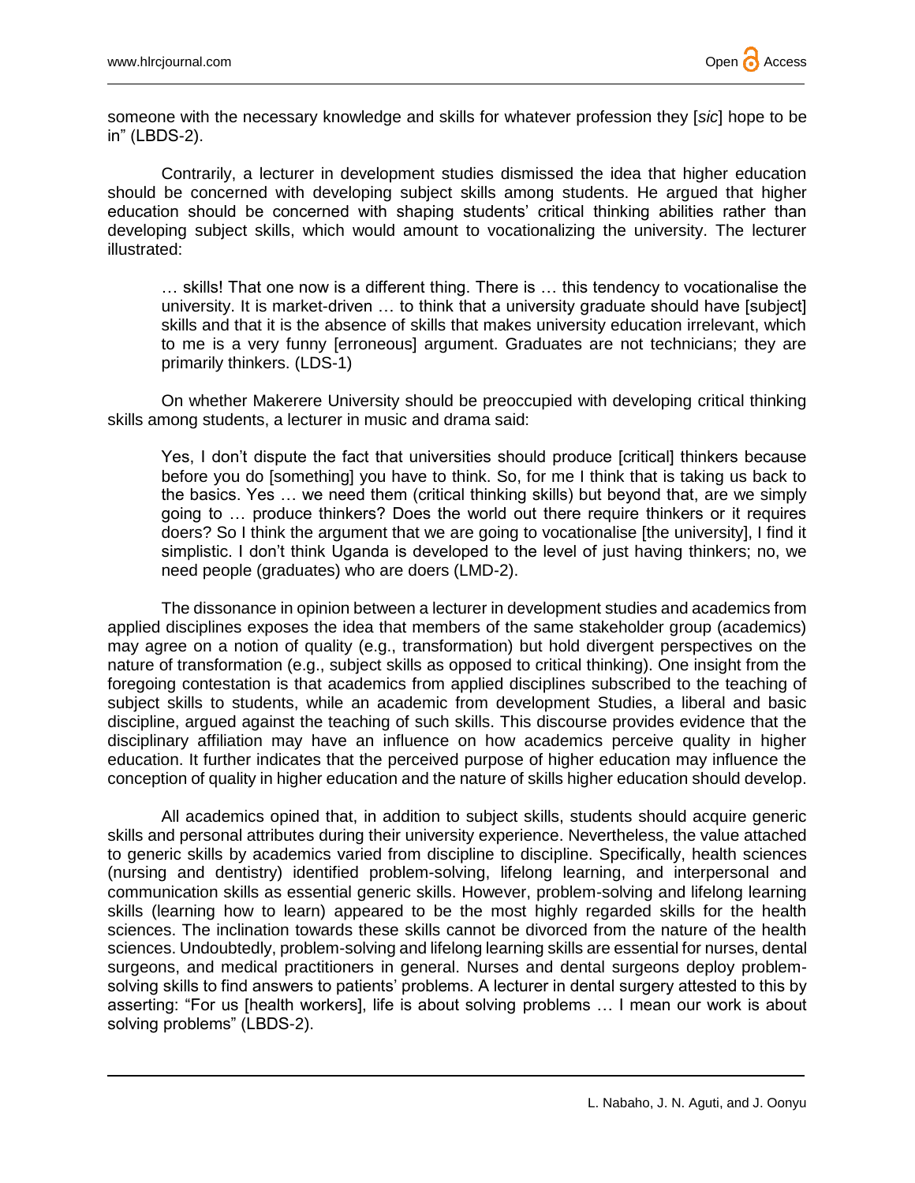someone with the necessary knowledge and skills for whatever profession they [*sic*] hope to be in" (LBDS-2).

Contrarily, a lecturer in development studies dismissed the idea that higher education should be concerned with developing subject skills among students. He argued that higher education should be concerned with shaping students' critical thinking abilities rather than developing subject skills, which would amount to vocationalizing the university. The lecturer illustrated:

> … skills! That one now is a different thing. There is … this tendency to vocationalise the university. It is market-driven … to think that a university graduate should have [subject] skills and that it is the absence of skills that makes university education irrelevant, which to me is a very funny [erroneous] argument. Graduates are not technicians; they are primarily thinkers. (LDS-1)

On whether Makerere University should be preoccupied with developing critical thinking skills among students, a lecturer in music and drama said:

> Yes, I don't dispute the fact that universities should produce [critical] thinkers because before you do [something] you have to think. So, for me I think that is taking us back to the basics. Yes … we need them (critical thinking skills) but beyond that, are we simply going to … produce thinkers? Does the world out there require thinkers or it requires doers? So I think the argument that we are going to vocationalise [the university], I find it simplistic. I don't think Uganda is developed to the level of just having thinkers; no, we need people (graduates) who are doers (LMD-2).

The dissonance in opinion between a lecturer in development studies and academics from applied disciplines exposes the idea that members of the same stakeholder group (academics) may agree on a notion of quality (e.g., transformation) but hold divergent perspectives on the nature of transformation (e.g., subject skills as opposed to critical thinking). One insight from the foregoing contestation is that academics from applied disciplines subscribed to the teaching of subject skills to students, while an academic from development Studies, a liberal and basic discipline, argued against the teaching of such skills. This discourse provides evidence that the disciplinary affiliation may have an influence on how academics perceive quality in higher education. It further indicates that the perceived purpose of higher education may influence the conception of quality in higher education and the nature of skills higher education should develop.

All academics opined that, in addition to subject skills, students should acquire generic skills and personal attributes during their university experience. Nevertheless, the value attached to generic skills by academics varied from discipline to discipline. Specifically, health sciences (nursing and dentistry) identified problem-solving, lifelong learning, and interpersonal and communication skills as essential generic skills. However, problem-solving and lifelong learning skills (learning how to learn) appeared to be the most highly regarded skills for the health sciences. The inclination towards these skills cannot be divorced from the nature of the health sciences. Undoubtedly, problem-solving and lifelong learning skills are essential for nurses, dental surgeons, and medical practitioners in general. Nurses and dental surgeons deploy problem-solving skills to find answers to patients' problems. A lecturer in dental surgery attested to this by asserting: "For us [health workers], life is about solving problems … I mean our work is about solving problems" (LBDS-2).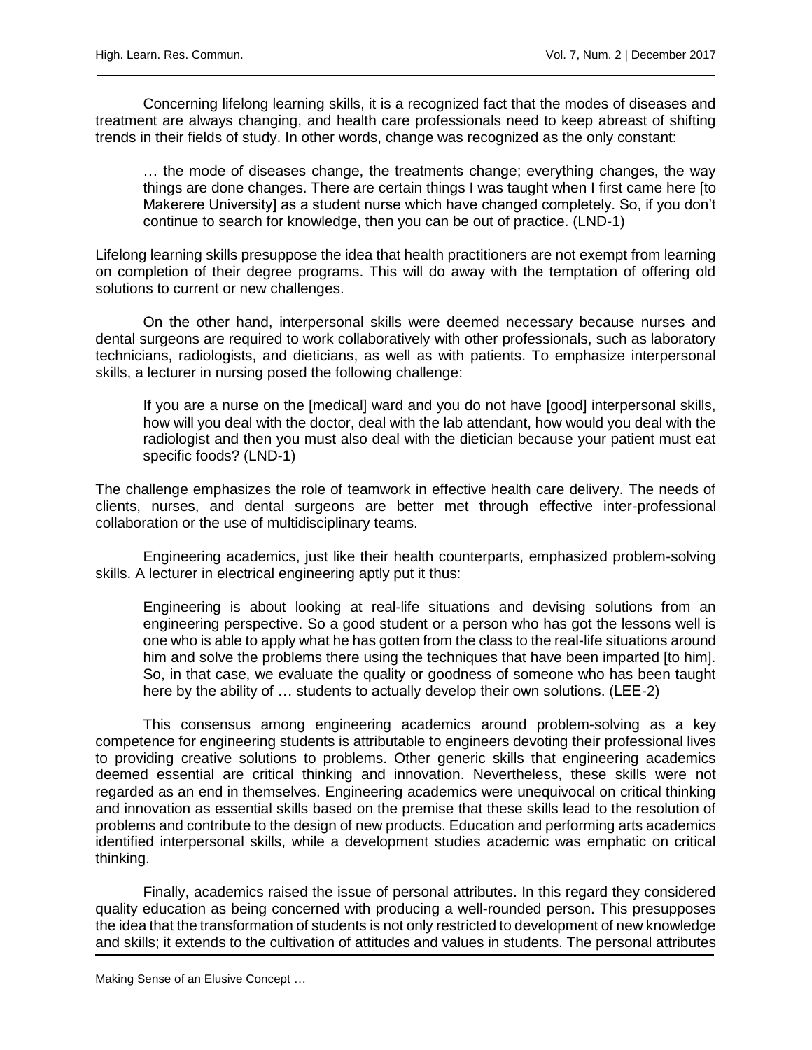Concerning lifelong learning skills, it is a recognized fact that the modes of diseases and treatment are always changing, and health care professionals need to keep abreast of shifting trends in their fields of study. In other words, change was recognized as the only constant:

> … the mode of diseases change, the treatments change; everything changes, the way things are done changes. There are certain things I was taught when I first came here [to Makerere University] as a student nurse which have changed completely. So, if you don't continue to search for knowledge, then you can be out of practice. (LND-1)

Lifelong learning skills presuppose the idea that health practitioners are not exempt from learning on completion of their degree programs. This will do away with the temptation of offering old solutions to current or new challenges.

On the other hand, interpersonal skills were deemed necessary because nurses and dental surgeons are required to work collaboratively with other professionals, such as laboratory technicians, radiologists, and dieticians, as well as with patients. To emphasize interpersonal skills, a lecturer in nursing posed the following challenge:

> If you are a nurse on the [medical] ward and you do not have [good] interpersonal skills, how will you deal with the doctor, deal with the lab attendant, how would you deal with the radiologist and then you must also deal with the dietician because your patient must eat specific foods? (LND-1)

The challenge emphasizes the role of teamwork in effective health care delivery. The needs of clients, nurses, and dental surgeons are better met through effective inter-professional collaboration or the use of multidisciplinary teams.

Engineering academics, just like their health counterparts, emphasized problem-solving skills. A lecturer in electrical engineering aptly put it thus:

> Engineering is about looking at real-life situations and devising solutions from an engineering perspective. So a good student or a person who has got the lessons well is one who is able to apply what he has gotten from the class to the real-life situations around him and solve the problems there using the techniques that have been imparted [to him]. So, in that case, we evaluate the quality or goodness of someone who has been taught here by the ability of … students to actually develop their own solutions. (LEE-2)

This consensus among engineering academics around problem-solving as a key competence for engineering students is attributable to engineers devoting their professional lives to providing creative solutions to problems. Other generic skills that engineering academics deemed essential are critical thinking and innovation. Nevertheless, these skills were not regarded as an end in themselves. Engineering academics were unequivocal on critical thinking and innovation as essential skills based on the premise that these skills lead to the resolution of problems and contribute to the design of new products. Education and performing arts academics identified interpersonal skills, while a development studies academic was emphatic on critical thinking.

Finally, academics raised the issue of personal attributes. In this regard they considered quality education as being concerned with producing a well-rounded person. This presupposes the idea that the transformation of students is not only restricted to development of new knowledge and skills; it extends to the cultivation of attitudes and values in students. The personal attributes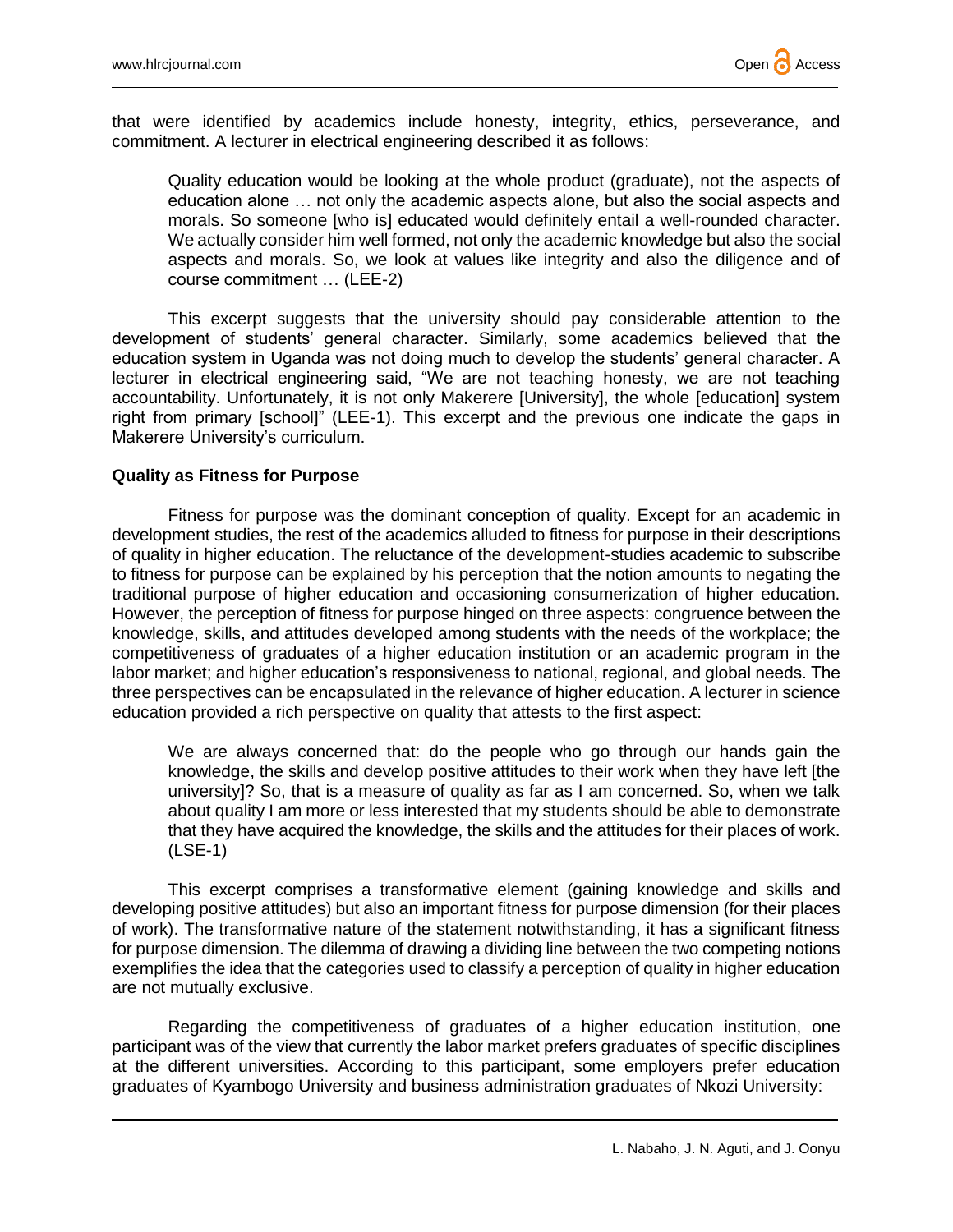that were identified by academics include honesty, integrity, ethics, perseverance, and commitment. A lecturer in electrical engineering described it as follows:

> Quality education would be looking at the whole product (graduate), not the aspects of education alone … not only the academic aspects alone, but also the social aspects and morals. So someone [who is] educated would definitely entail a well-rounded character. We actually consider him well formed, not only the academic knowledge but also the social aspects and morals. So, we look at values like integrity and also the diligence and of course commitment … (LEE-2)

This excerpt suggests that the university should pay considerable attention to the development of students' general character. Similarly, some academics believed that the education system in Uganda was not doing much to develop the students' general character. A lecturer in electrical engineering said, "We are not teaching honesty, we are not teaching accountability. Unfortunately, it is not only Makerere [University], the whole [education] system right from primary [school]" (LEE-1). This excerpt and the previous one indicate the gaps in Makerere University's curriculum.

### Quality as Fitness for Purpose

Fitness for purpose was the dominant conception of quality. Except for an academic in development studies, the rest of the academics alluded to fitness for purpose in their descriptions of quality in higher education. The reluctance of the development-studies academic to subscribe to fitness for purpose can be explained by his perception that the notion amounts to negating the traditional purpose of higher education and occasioning consumerization of higher education. However, the perception of fitness for purpose hinged on three aspects: congruence between the knowledge, skills, and attitudes developed among students with the needs of the workplace; the competitiveness of graduates of a higher education institution or an academic program in the labor market; and higher education's responsiveness to national, regional, and global needs. The three perspectives can be encapsulated in the relevance of higher education. A lecturer in science education provided a rich perspective on quality that attests to the first aspect:

> We are always concerned that: do the people who go through our hands gain the knowledge, the skills and develop positive attitudes to their work when they have left [the university]? So, that is a measure of quality as far as I am concerned. So, when we talk about quality I am more or less interested that my students should be able to demonstrate that they have acquired the knowledge, the skills and the attitudes for their places of work. (LSE-1)

This excerpt comprises a transformative element (gaining knowledge and skills and developing positive attitudes) but also an important fitness for purpose dimension (for their places of work). The transformative nature of the statement notwithstanding, it has a significant fitness for purpose dimension. The dilemma of drawing a dividing line between the two competing notions exemplifies the idea that the categories used to classify a perception of quality in higher education are not mutually exclusive.

Regarding the competitiveness of graduates of a higher education institution, one participant was of the view that currently the labor market prefers graduates of specific disciplines at the different universities. According to this participant, some employers prefer education graduates of Kyambogo University and business administration graduates of Nkozi University: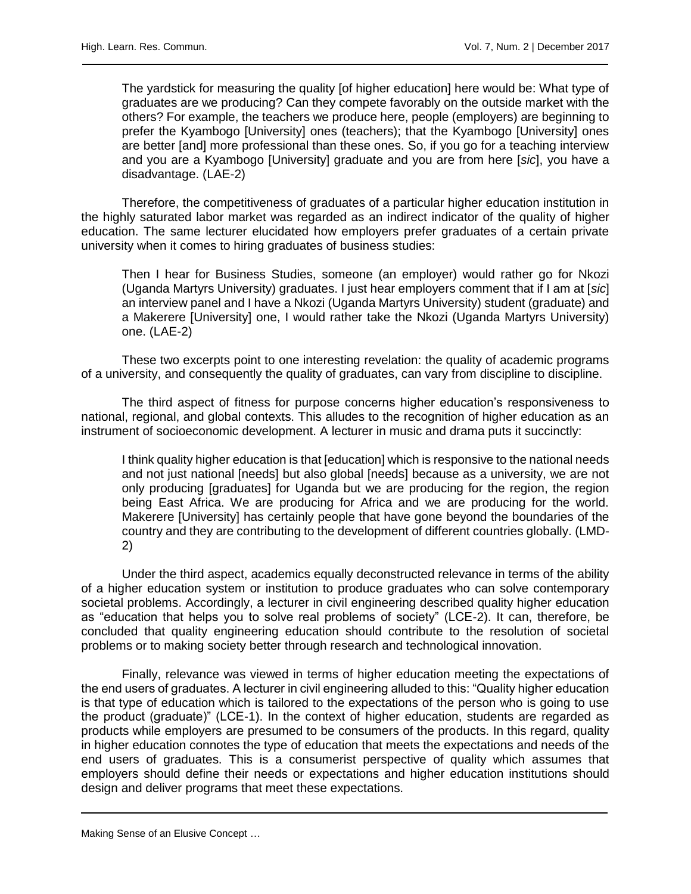> The yardstick for measuring the quality [of higher education] here would be: What type of graduates are we producing? Can they compete favorably on the outside market with the others? For example, the teachers we produce here, people (employers) are beginning to prefer the Kyambogo [University] ones (teachers); that the Kyambogo [University] ones are better [and] more professional than these ones. So, if you go for a teaching interview and you are a Kyambogo [University] graduate and you are from here [*sic*], you have a disadvantage. (LAE-2)

Therefore, the competitiveness of graduates of a particular higher education institution in the highly saturated labor market was regarded as an indirect indicator of the quality of higher education. The same lecturer elucidated how employers prefer graduates of a certain private university when it comes to hiring graduates of business studies:

> Then I hear for Business Studies, someone (an employer) would rather go for Nkozi (Uganda Martyrs University) graduates. I just hear employers comment that if I am at [*sic*] an interview panel and I have a Nkozi (Uganda Martyrs University) student (graduate) and a Makerere [University] one, I would rather take the Nkozi (Uganda Martyrs University) one. (LAE-2)

These two excerpts point to one interesting revelation: the quality of academic programs of a university, and consequently the quality of graduates, can vary from discipline to discipline.

The third aspect of fitness for purpose concerns higher education's responsiveness to national, regional, and global contexts. This alludes to the recognition of higher education as an instrument of socioeconomic development. A lecturer in music and drama puts it succinctly:

> I think quality higher education is that [education] which is responsive to the national needs and not just national [needs] but also global [needs] because as a university, we are not only producing [graduates] for Uganda but we are producing for the region, the region being East Africa. We are producing for Africa and we are producing for the world. Makerere [University] has certainly people that have gone beyond the boundaries of the country and they are contributing to the development of different countries globally. (LMD-2)

Under the third aspect, academics equally deconstructed relevance in terms of the ability of a higher education system or institution to produce graduates who can solve contemporary societal problems. Accordingly, a lecturer in civil engineering described quality higher education as "education that helps you to solve real problems of society" (LCE-2). It can, therefore, be concluded that quality engineering education should contribute to the resolution of societal problems or to making society better through research and technological innovation.

Finally, relevance was viewed in terms of higher education meeting the expectations of the end users of graduates. A lecturer in civil engineering alluded to this: "Quality higher education is that type of education which is tailored to the expectations of the person who is going to use the product (graduate)" (LCE-1). In the context of higher education, students are regarded as products while employers are presumed to be consumers of the products. In this regard, quality in higher education connotes the type of education that meets the expectations and needs of the end users of graduates. This is a consumerist perspective of quality which assumes that employers should define their needs or expectations and higher education institutions should design and deliver programs that meet these expectations.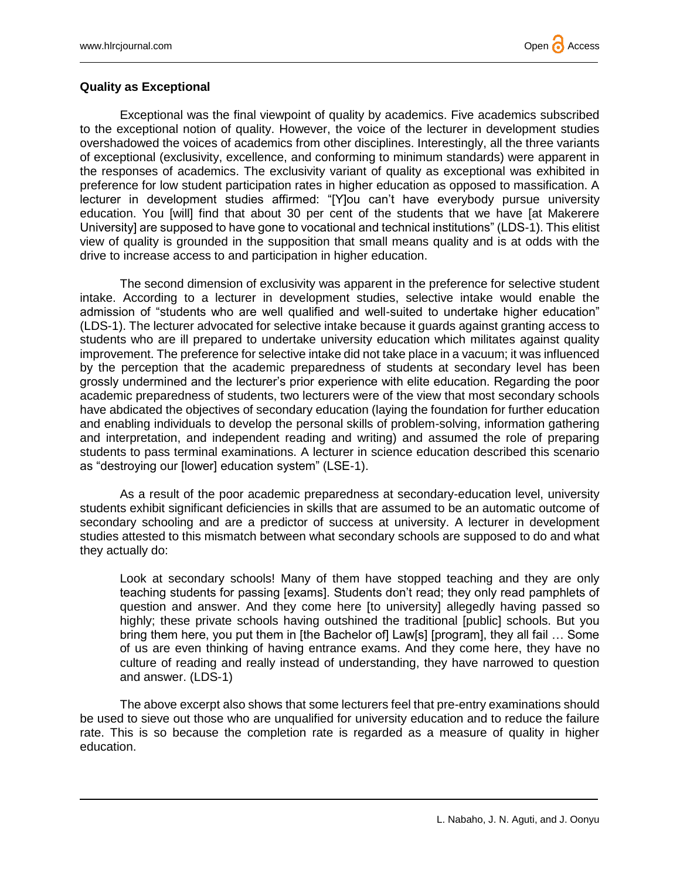### Quality as Exceptional

Exceptional was the final viewpoint of quality by academics. Five academics subscribed to the exceptional notion of quality. However, the voice of the lecturer in development studies overshadowed the voices of academics from other disciplines. Interestingly, all the three variants of exceptional (exclusivity, excellence, and conforming to minimum standards) were apparent in the responses of academics. The exclusivity variant of quality as exceptional was exhibited in preference for low student participation rates in higher education as opposed to massification. A lecturer in development studies affirmed: "[Y]ou can't have everybody pursue university education. You [will] find that about 30 per cent of the students that we have [at Makerere University] are supposed to have gone to vocational and technical institutions" (LDS-1). This elitist view of quality is grounded in the supposition that small means quality and is at odds with the drive to increase access to and participation in higher education.

The second dimension of exclusivity was apparent in the preference for selective student intake. According to a lecturer in development studies, selective intake would enable the admission of "students who are well qualified and well-suited to undertake higher education" (LDS-1). The lecturer advocated for selective intake because it guards against granting access to students who are ill prepared to undertake university education which militates against quality improvement. The preference for selective intake did not take place in a vacuum; it was influenced by the perception that the academic preparedness of students at secondary level has been grossly undermined and the lecturer's prior experience with elite education. Regarding the poor academic preparedness of students, two lecturers were of the view that most secondary schools have abdicated the objectives of secondary education (laying the foundation for further education and enabling individuals to develop the personal skills of problem-solving, information gathering and interpretation, and independent reading and writing) and assumed the role of preparing students to pass terminal examinations. A lecturer in science education described this scenario as "destroying our [lower] education system" (LSE-1).

As a result of the poor academic preparedness at secondary-education level, university students exhibit significant deficiencies in skills that are assumed to be an automatic outcome of secondary schooling and are a predictor of success at university. A lecturer in development studies attested to this mismatch between what secondary schools are supposed to do and what they actually do:

> Look at secondary schools! Many of them have stopped teaching and they are only teaching students for passing [exams]. Students don't read; they only read pamphlets of question and answer. And they come here [to university] allegedly having passed so highly; these private schools having outshined the traditional [public] schools. But you bring them here, you put them in [the Bachelor of] Law[s] [program], they all fail … Some of us are even thinking of having entrance exams. And they come here, they have no culture of reading and really instead of understanding, they have narrowed to question and answer. (LDS-1)

The above excerpt also shows that some lecturers feel that pre-entry examinations should be used to sieve out those who are unqualified for university education and to reduce the failure rate. This is so because the completion rate is regarded as a measure of quality in higher education.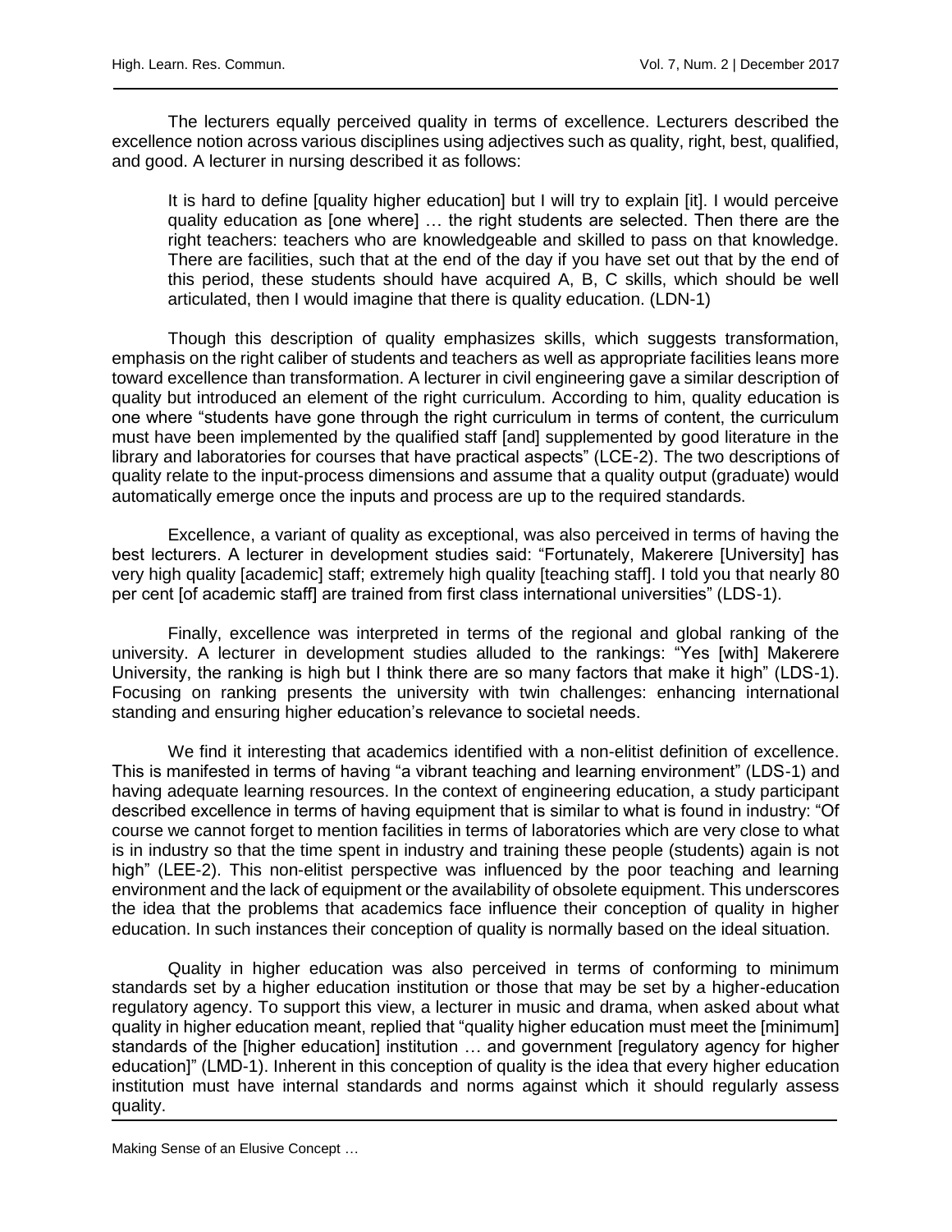The lecturers equally perceived quality in terms of excellence. Lecturers described the excellence notion across various disciplines using adjectives such as quality, right, best, qualified, and good. A lecturer in nursing described it as follows:

> It is hard to define [quality higher education] but I will try to explain [it]. I would perceive quality education as [one where] … the right students are selected. Then there are the right teachers: teachers who are knowledgeable and skilled to pass on that knowledge. There are facilities, such that at the end of the day if you have set out that by the end of this period, these students should have acquired A, B, C skills, which should be well articulated, then I would imagine that there is quality education. (LDN-1)

Though this description of quality emphasizes skills, which suggests transformation, emphasis on the right caliber of students and teachers as well as appropriate facilities leans more toward excellence than transformation. A lecturer in civil engineering gave a similar description of quality but introduced an element of the right curriculum. According to him, quality education is one where "students have gone through the right curriculum in terms of content, the curriculum must have been implemented by the qualified staff [and] supplemented by good literature in the library and laboratories for courses that have practical aspects" (LCE-2). The two descriptions of quality relate to the input-process dimensions and assume that a quality output (graduate) would automatically emerge once the inputs and process are up to the required standards.

Excellence, a variant of quality as exceptional, was also perceived in terms of having the best lecturers. A lecturer in development studies said: "Fortunately, Makerere [University] has very high quality [academic] staff; extremely high quality [teaching staff]. I told you that nearly 80 per cent [of academic staff] are trained from first class international universities" (LDS-1).

Finally, excellence was interpreted in terms of the regional and global ranking of the university. A lecturer in development studies alluded to the rankings: "Yes [with] Makerere University, the ranking is high but I think there are so many factors that make it high" (LDS-1). Focusing on ranking presents the university with twin challenges: enhancing international standing and ensuring higher education's relevance to societal needs.

We find it interesting that academics identified with a non-elitist definition of excellence. This is manifested in terms of having "a vibrant teaching and learning environment" (LDS-1) and having adequate learning resources. In the context of engineering education, a study participant described excellence in terms of having equipment that is similar to what is found in industry: "Of course we cannot forget to mention facilities in terms of laboratories which are very close to what is in industry so that the time spent in industry and training these people (students) again is not high" (LEE-2). This non-elitist perspective was influenced by the poor teaching and learning environment and the lack of equipment or the availability of obsolete equipment. This underscores the idea that the problems that academics face influence their conception of quality in higher education. In such instances their conception of quality is normally based on the ideal situation.

Quality in higher education was also perceived in terms of conforming to minimum standards set by a higher education institution or those that may be set by a higher-education regulatory agency. To support this view, a lecturer in music and drama, when asked about what quality in higher education meant, replied that "quality higher education must meet the [minimum] standards of the [higher education] institution … and government [regulatory agency for higher education]" (LMD-1). Inherent in this conception of quality is the idea that every higher education institution must have internal standards and norms against which it should regularly assess quality.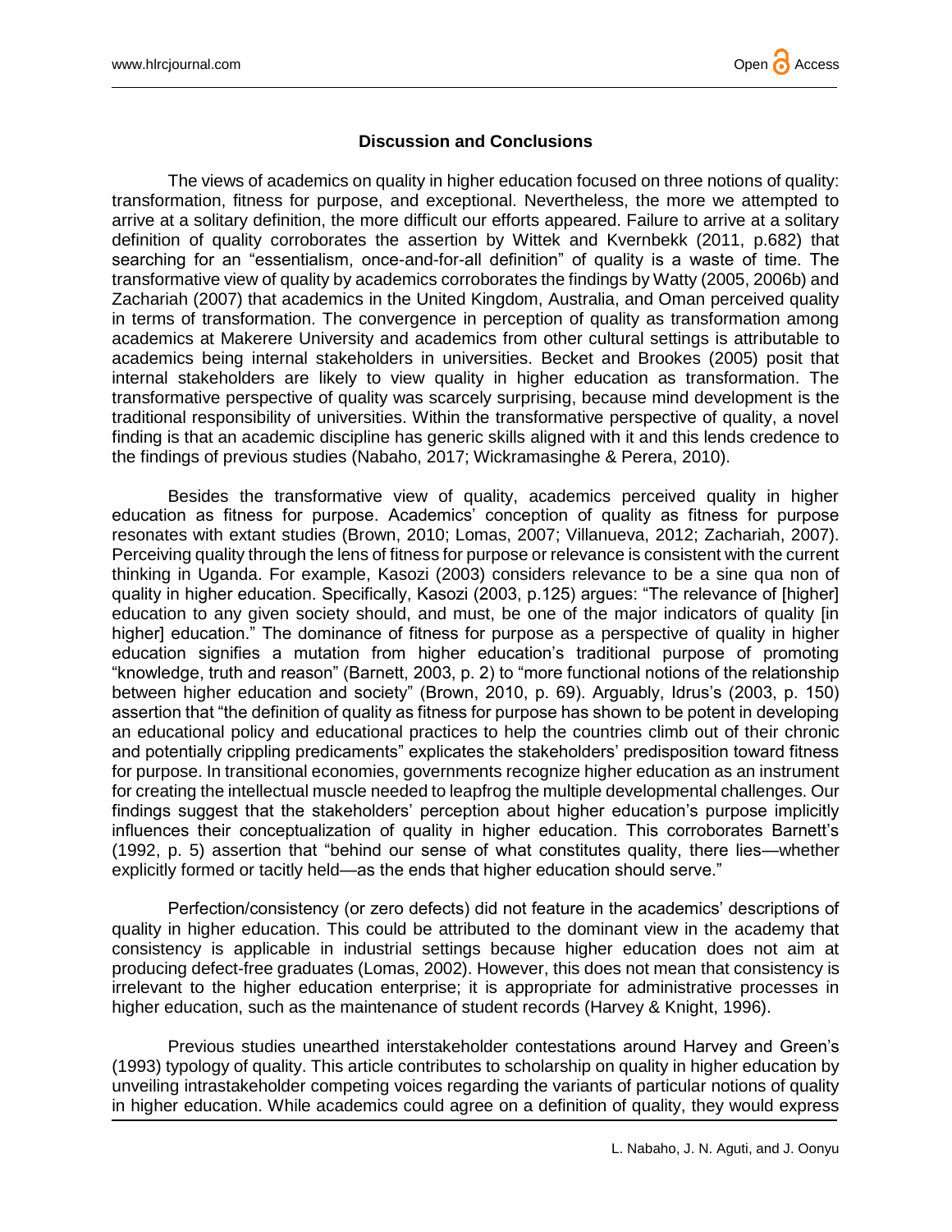## Discussion and Conclusions

The views of academics on quality in higher education focused on three notions of quality: transformation, fitness for purpose, and exceptional. Nevertheless, the more we attempted to arrive at a solitary definition, the more difficult our efforts appeared. Failure to arrive at a solitary definition of quality corroborates the assertion by Wittek and Kvernbekk (2011, p.682) that searching for an "essentialism, once-and-for-all definition" of quality is a waste of time. The transformative view of quality by academics corroborates the findings by Watty (2005, 2006b) and Zachariah (2007) that academics in the United Kingdom, Australia, and Oman perceived quality in terms of transformation. The convergence in perception of quality as transformation among academics at Makerere University and academics from other cultural settings is attributable to academics being internal stakeholders in universities. Becket and Brookes (2005) posit that internal stakeholders are likely to view quality in higher education as transformation. The transformative perspective of quality was scarcely surprising, because mind development is the traditional responsibility of universities. Within the transformative perspective of quality, a novel finding is that an academic discipline has generic skills aligned with it and this lends credence to the findings of previous studies (Nabaho, 2017; Wickramasinghe & Perera, 2010).

Besides the transformative view of quality, academics perceived quality in higher education as fitness for purpose. Academics' conception of quality as fitness for purpose resonates with extant studies (Brown, 2010; Lomas, 2007; Villanueva, 2012; Zachariah, 2007). Perceiving quality through the lens of fitness for purpose or relevance is consistent with the current thinking in Uganda. For example, Kasozi (2003) considers relevance to be a sine qua non of quality in higher education. Specifically, Kasozi (2003, p.125) argues: "The relevance of [higher] education to any given society should, and must, be one of the major indicators of quality [in higher] education." The dominance of fitness for purpose as a perspective of quality in higher education signifies a mutation from higher education's traditional purpose of promoting "knowledge, truth and reason" (Barnett, 2003, p. 2) to "more functional notions of the relationship between higher education and society" (Brown, 2010, p. 69). Arguably, Idrus's (2003, p. 150) assertion that "the definition of quality as fitness for purpose has shown to be potent in developing an educational policy and educational practices to help the countries climb out of their chronic and potentially crippling predicaments" explicates the stakeholders' predisposition toward fitness for purpose. In transitional economies, governments recognize higher education as an instrument for creating the intellectual muscle needed to leapfrog the multiple developmental challenges. Our findings suggest that the stakeholders' perception about higher education's purpose implicitly influences their conceptualization of quality in higher education. This corroborates Barnett's (1992, p. 5) assertion that "behind our sense of what constitutes quality, there lies—whether explicitly formed or tacitly held—as the ends that higher education should serve."

Perfection/consistency (or zero defects) did not feature in the academics' descriptions of quality in higher education. This could be attributed to the dominant view in the academy that consistency is applicable in industrial settings because higher education does not aim at producing defect-free graduates (Lomas, 2002). However, this does not mean that consistency is irrelevant to the higher education enterprise; it is appropriate for administrative processes in higher education, such as the maintenance of student records (Harvey & Knight, 1996).

Previous studies unearthed interstakeholder contestations around Harvey and Green's (1993) typology of quality. This article contributes to scholarship on quality in higher education by unveiling intrastakeholder competing voices regarding the variants of particular notions of quality in higher education. While academics could agree on a definition of quality, they would express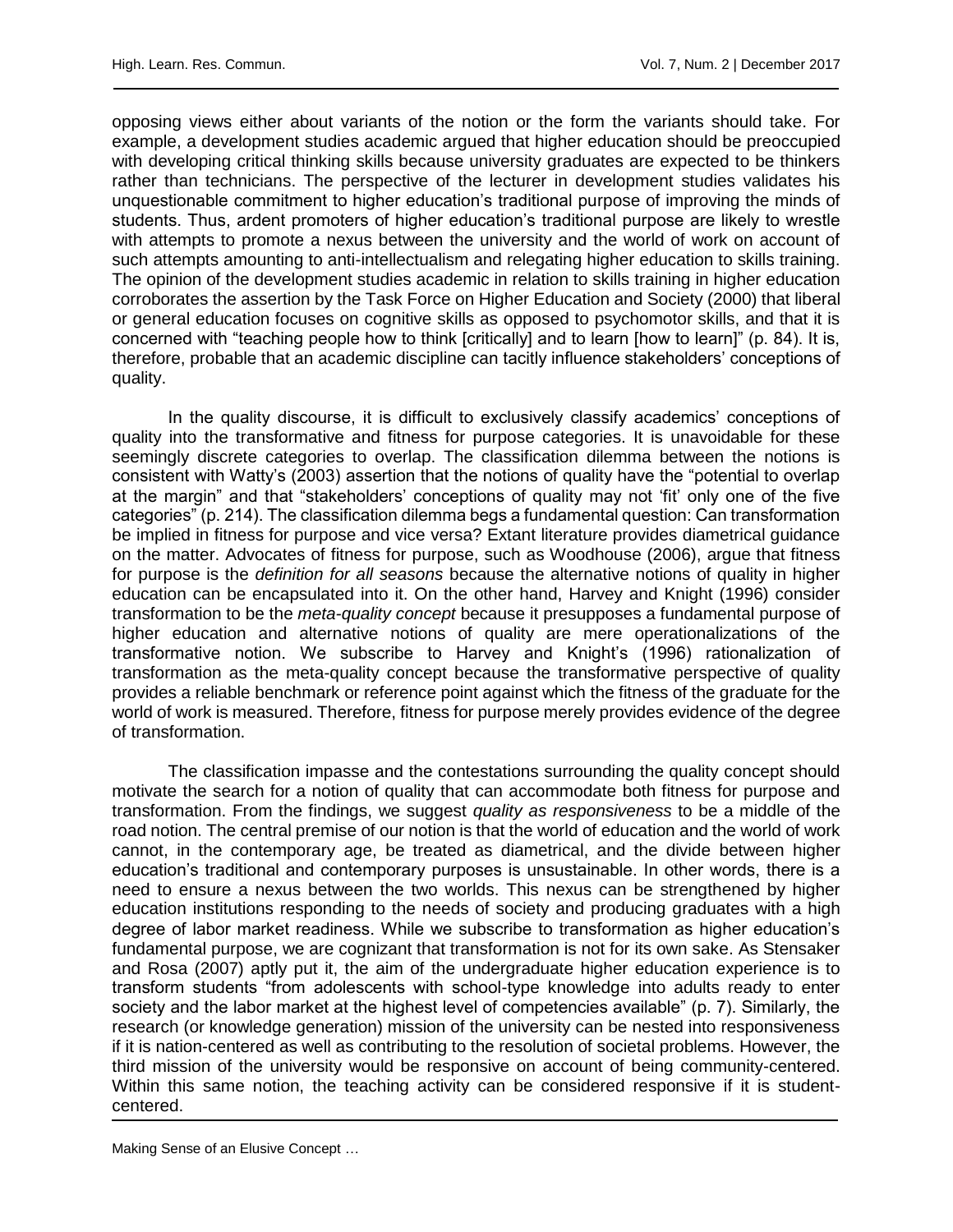opposing views either about variants of the notion or the form the variants should take. For example, a development studies academic argued that higher education should be preoccupied with developing critical thinking skills because university graduates are expected to be thinkers rather than technicians. The perspective of the lecturer in development studies validates his unquestionable commitment to higher education's traditional purpose of improving the minds of students. Thus, ardent promoters of higher education's traditional purpose are likely to wrestle with attempts to promote a nexus between the university and the world of work on account of such attempts amounting to anti-intellectualism and relegating higher education to skills training. The opinion of the development studies academic in relation to skills training in higher education corroborates the assertion by the Task Force on Higher Education and Society (2000) that liberal or general education focuses on cognitive skills as opposed to psychomotor skills, and that it is concerned with "teaching people how to think [critically] and to learn [how to learn]" (p. 84). It is, therefore, probable that an academic discipline can tacitly influence stakeholders' conceptions of quality.

In the quality discourse, it is difficult to exclusively classify academics' conceptions of quality into the transformative and fitness for purpose categories. It is unavoidable for these seemingly discrete categories to overlap. The classification dilemma between the notions is consistent with Watty's (2003) assertion that the notions of quality have the "potential to overlap at the margin" and that "stakeholders' conceptions of quality may not 'fit' only one of the five categories" (p. 214). The classification dilemma begs a fundamental question: Can transformation be implied in fitness for purpose and vice versa? Extant literature provides diametrical guidance on the matter. Advocates of fitness for purpose, such as Woodhouse (2006), argue that fitness for purpose is the *definition for all seasons* because the alternative notions of quality in higher education can be encapsulated into it. On the other hand, Harvey and Knight (1996) consider transformation to be the *meta-quality concept* because it presupposes a fundamental purpose of higher education and alternative notions of quality are mere operationalizations of the transformative notion. We subscribe to Harvey and Knight's (1996) rationalization of transformation as the meta-quality concept because the transformative perspective of quality provides a reliable benchmark or reference point against which the fitness of the graduate for the world of work is measured. Therefore, fitness for purpose merely provides evidence of the degree of transformation.

The classification impasse and the contestations surrounding the quality concept should motivate the search for a notion of quality that can accommodate both fitness for purpose and transformation. From the findings, we suggest *quality as responsiveness* to be a middle of the road notion. The central premise of our notion is that the world of education and the world of work cannot, in the contemporary age, be treated as diametrical, and the divide between higher education's traditional and contemporary purposes is unsustainable. In other words, there is a need to ensure a nexus between the two worlds. This nexus can be strengthened by higher education institutions responding to the needs of society and producing graduates with a high degree of labor market readiness. While we subscribe to transformation as higher education's fundamental purpose, we are cognizant that transformation is not for its own sake. As Stensaker and Rosa (2007) aptly put it, the aim of the undergraduate higher education experience is to transform students "from adolescents with school-type knowledge into adults ready to enter society and the labor market at the highest level of competencies available" (p. 7). Similarly, the research (or knowledge generation) mission of the university can be nested into responsiveness if it is nation-centered as well as contributing to the resolution of societal problems. However, the third mission of the university would be responsive on account of being community-centered. Within this same notion, the teaching activity can be considered responsive if it is student-centered.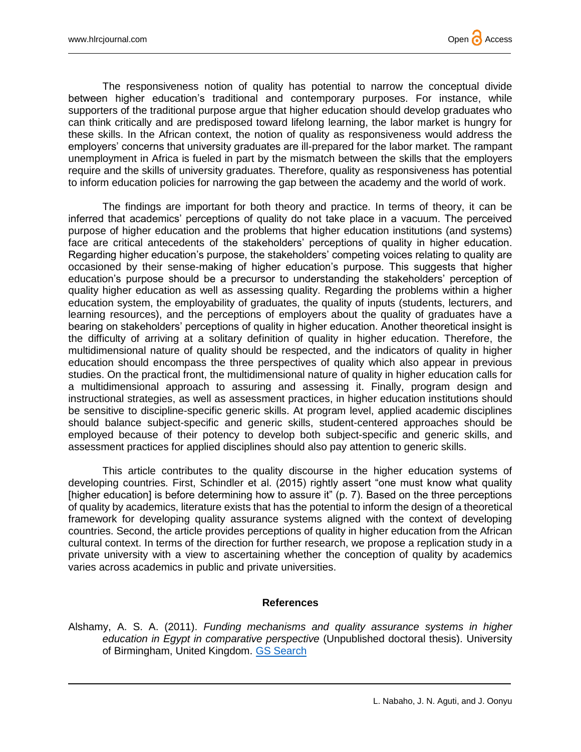The responsiveness notion of quality has potential to narrow the conceptual divide between higher education's traditional and contemporary purposes. For instance, while supporters of the traditional purpose argue that higher education should develop graduates who can think critically and are predisposed toward lifelong learning, the labor market is hungry for these skills. In the African context, the notion of quality as responsiveness would address the employers' concerns that university graduates are ill-prepared for the labor market. The rampant unemployment in Africa is fueled in part by the mismatch between the skills that the employers require and the skills of university graduates. Therefore, quality as responsiveness has potential to inform education policies for narrowing the gap between the academy and the world of work.

The findings are important for both theory and practice. In terms of theory, it can be inferred that academics' perceptions of quality do not take place in a vacuum. The perceived purpose of higher education and the problems that higher education institutions (and systems) face are critical antecedents of the stakeholders' perceptions of quality in higher education. Regarding higher education's purpose, the stakeholders' competing voices relating to quality are occasioned by their sense-making of higher education's purpose. This suggests that higher education's purpose should be a precursor to understanding the stakeholders' perception of quality higher education as well as assessing quality. Regarding the problems within a higher education system, the employability of graduates, the quality of inputs (students, lecturers, and learning resources), and the perceptions of employers about the quality of graduates have a bearing on stakeholders' perceptions of quality in higher education. Another theoretical insight is the difficulty of arriving at a solitary definition of quality in higher education. Therefore, the multidimensional nature of quality should be respected, and the indicators of quality in higher education should encompass the three perspectives of quality which also appear in previous studies. On the practical front, the multidimensional nature of quality in higher education calls for a multidimensional approach to assuring and assessing it. Finally, program design and instructional strategies, as well as assessment practices, in higher education institutions should be sensitive to discipline-specific generic skills. At program level, applied academic disciplines should balance subject-specific and generic skills, student-centered approaches should be employed because of their potency to develop both subject-specific and generic skills, and assessment practices for applied disciplines should also pay attention to generic skills.

This article contributes to the quality discourse in the higher education systems of developing countries. First, Schindler et al. (2015) rightly assert "one must know what quality [higher education] is before determining how to assure it" (p. 7). Based on the three perceptions of quality by academics, literature exists that has the potential to inform the design of a theoretical framework for developing quality assurance systems aligned with the context of developing countries. Second, the article provides perceptions of quality in higher education from the African cultural context. In terms of the direction for further research, we propose a replication study in a private university with a view to ascertaining whether the conception of quality by academics varies across academics in public and private universities.

## References

Alshamy, A. S. A. (2011). *Funding mechanisms and quality assurance systems in higher education in Egypt in comparative perspective* (Unpublished doctoral thesis). University of Birmingham, United Kingdom. GS Search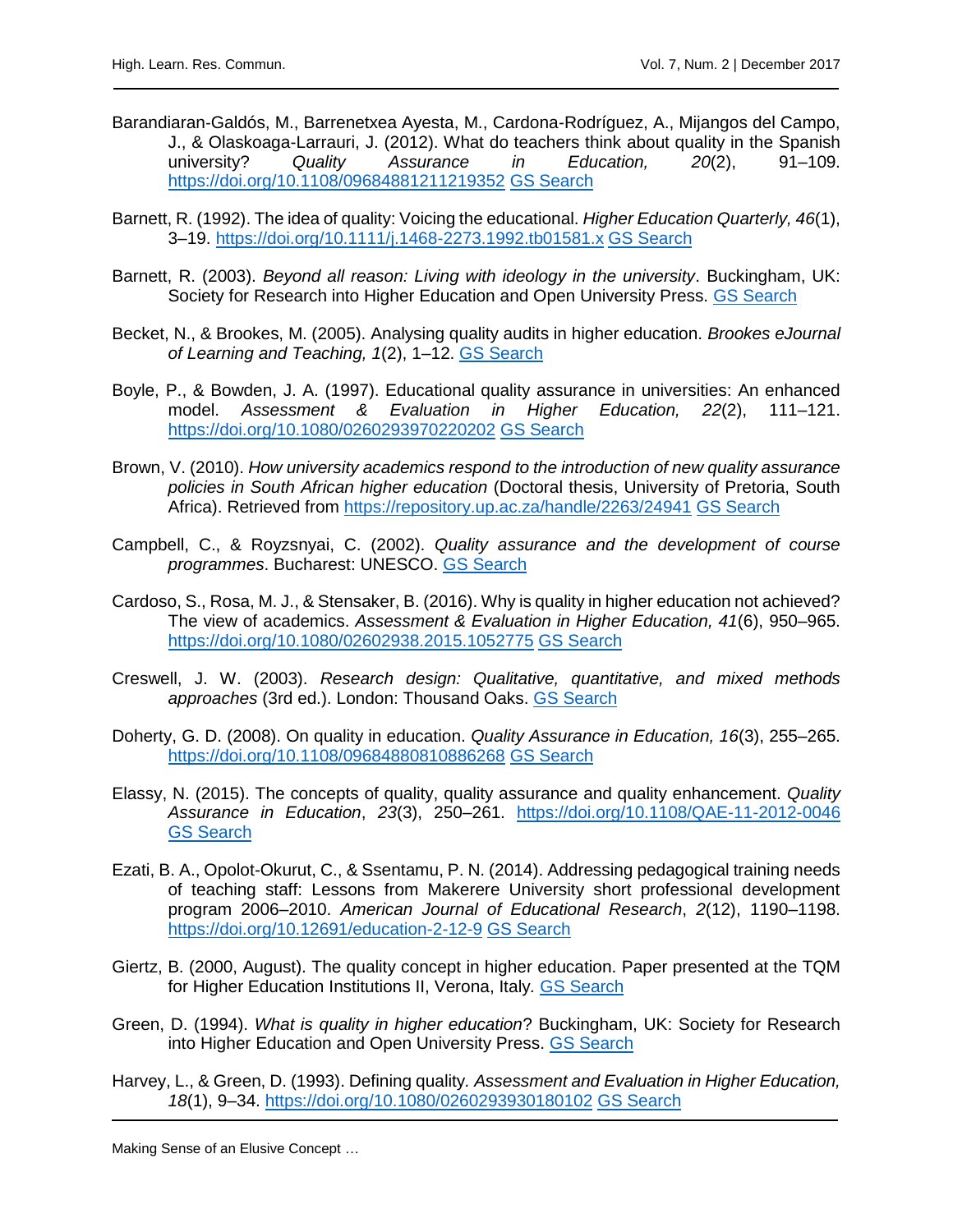Barandiaran-Galdós, M., Barrenetxea Ayesta, M., Cardona-Rodríguez, A., Mijangos del Campo, J., & Olaskoaga-Larrauri, J. (2012). What do teachers think about quality in the Spanish university? *Quality Assurance in Education, 20*(2), 91–109. https://doi.org/10.1108/09684881211219352 GS Search

Barnett, R. (1992). The idea of quality: Voicing the educational. *Higher Education Quarterly, 46*(1), 3–19. https://doi.org/10.1111/j.1468-2273.1992.tb01581.x GS Search

Barnett, R. (2003). *Beyond all reason: Living with ideology in the university*. Buckingham, UK: Society for Research into Higher Education and Open University Press. GS Search

Becket, N., & Brookes, M. (2005). Analysing quality audits in higher education. *Brookes eJournal of Learning and Teaching, 1*(2), 1–12. GS Search

Boyle, P., & Bowden, J. A. (1997). Educational quality assurance in universities: An enhanced model. *Assessment & Evaluation in Higher Education, 22*(2), 111–121. https://doi.org/10.1080/0260293970220202 GS Search

Brown, V. (2010). *How university academics respond to the introduction of new quality assurance policies in South African higher education* (Doctoral thesis, University of Pretoria, South Africa). Retrieved from https://repository.up.ac.za/handle/2263/24941 GS Search

Campbell, C., & Royzsnyai, C. (2002). *Quality assurance and the development of course programmes*. Bucharest: UNESCO. GS Search

Cardoso, S., Rosa, M. J., & Stensaker, B. (2016). Why is quality in higher education not achieved? The view of academics. *Assessment & Evaluation in Higher Education, 41*(6), 950–965. https://doi.org/10.1080/02602938.2015.1052775 GS Search

Creswell, J. W. (2003). *Research design: Qualitative, quantitative, and mixed methods approaches* (3rd ed.). London: Thousand Oaks. GS Search

Doherty, G. D. (2008). On quality in education. *Quality Assurance in Education, 16*(3), 255–265. https://doi.org/10.1108/09684880810886268 GS Search

Elassy, N. (2015). The concepts of quality, quality assurance and quality enhancement. *Quality Assurance in Education*, *23*(3), 250–261. https://doi.org/10.1108/QAE-11-2012-0046 GS Search

Ezati, B. A., Opolot-Okurut, C., & Ssentamu, P. N. (2014). Addressing pedagogical training needs of teaching staff: Lessons from Makerere University short professional development program 2006–2010. *American Journal of Educational Research*, *2*(12), 1190–1198. https://doi.org/10.12691/education-2-12-9 GS Search

Giertz, B. (2000, August). The quality concept in higher education. Paper presented at the TQM for Higher Education Institutions II, Verona, Italy. GS Search

Green, D. (1994). *What is quality in higher education*? Buckingham, UK: Society for Research into Higher Education and Open University Press. GS Search

Harvey, L., & Green, D. (1993). Defining quality. *Assessment and Evaluation in Higher Education, 18*(1), 9–34. https://doi.org/10.1080/0260293930180102 GS Search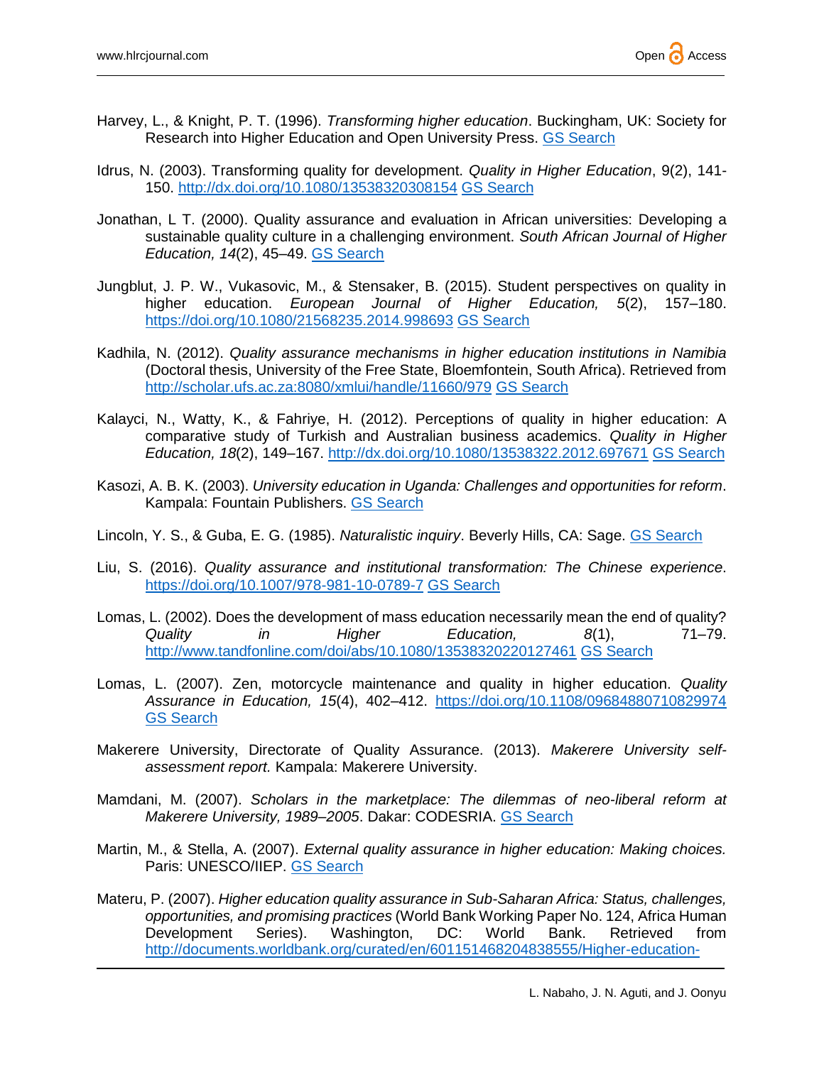Harvey, L., & Knight, P. T. (1996). *Transforming higher education*. Buckingham, UK: Society for Research into Higher Education and Open University Press. [GS Search]

Idrus, N. (2003). Transforming quality for development. *Quality in Higher Education*, 9(2), 141-150. http://dx.doi.org/10.1080/13538320308154 [GS Search]

Jonathan, L T. (2000). Quality assurance and evaluation in African universities: Developing a sustainable quality culture in a challenging environment. *South African Journal of Higher Education, 14*(2), 45–49. [GS Search]

Jungblut, J. P. W., Vukasovic, M., & Stensaker, B. (2015). Student perspectives on quality in higher education. *European Journal of Higher Education, 5*(2), 157–180. https://doi.org/10.1080/21568235.2014.998693 [GS Search]

Kadhila, N. (2012). *Quality assurance mechanisms in higher education institutions in Namibia* (Doctoral thesis, University of the Free State, Bloemfontein, South Africa). Retrieved from http://scholar.ufs.ac.za:8080/xmlui/handle/11660/979 [GS Search]

Kalayci, N., Watty, K., & Fahriye, H. (2012). Perceptions of quality in higher education: A comparative study of Turkish and Australian business academics. *Quality in Higher Education, 18*(2), 149–167. http://dx.doi.org/10.1080/13538322.2012.697671 [GS Search]

Kasozi, A. B. K. (2003). *University education in Uganda: Challenges and opportunities for reform*. Kampala: Fountain Publishers. [GS Search]

Lincoln, Y. S., & Guba, E. G. (1985). *Naturalistic inquiry*. Beverly Hills, CA: Sage. [GS Search]

Liu, S. (2016). *Quality assurance and institutional transformation: The Chinese experience*. https://doi.org/10.1007/978-981-10-0789-7 [GS Search]

Lomas, L. (2002). Does the development of mass education necessarily mean the end of quality? *Quality in Higher Education, 8*(1), 71–79. http://www.tandfonline.com/doi/abs/10.1080/13538320220127461 [GS Search]

Lomas, L. (2007). Zen, motorcycle maintenance and quality in higher education. *Quality Assurance in Education, 15*(4), 402–412. https://doi.org/10.1108/09684880710829974 [GS Search]

Makerere University, Directorate of Quality Assurance. (2013). *Makerere University self-assessment report.* Kampala: Makerere University.

Mamdani, M. (2007). *Scholars in the marketplace: The dilemmas of neo-liberal reform at Makerere University, 1989–2005*. Dakar: CODESRIA. [GS Search]

Martin, M., & Stella, A. (2007). *External quality assurance in higher education: Making choices.* Paris: UNESCO/IIEP. [GS Search]

Materu, P. (2007). *Higher education quality assurance in Sub-Saharan Africa: Status, challenges, opportunities, and promising practices* (World Bank Working Paper No. 124, Africa Human Development Series). Washington, DC: World Bank. Retrieved from http://documents.worldbank.org/curated/en/601151468204838555/Higher-education-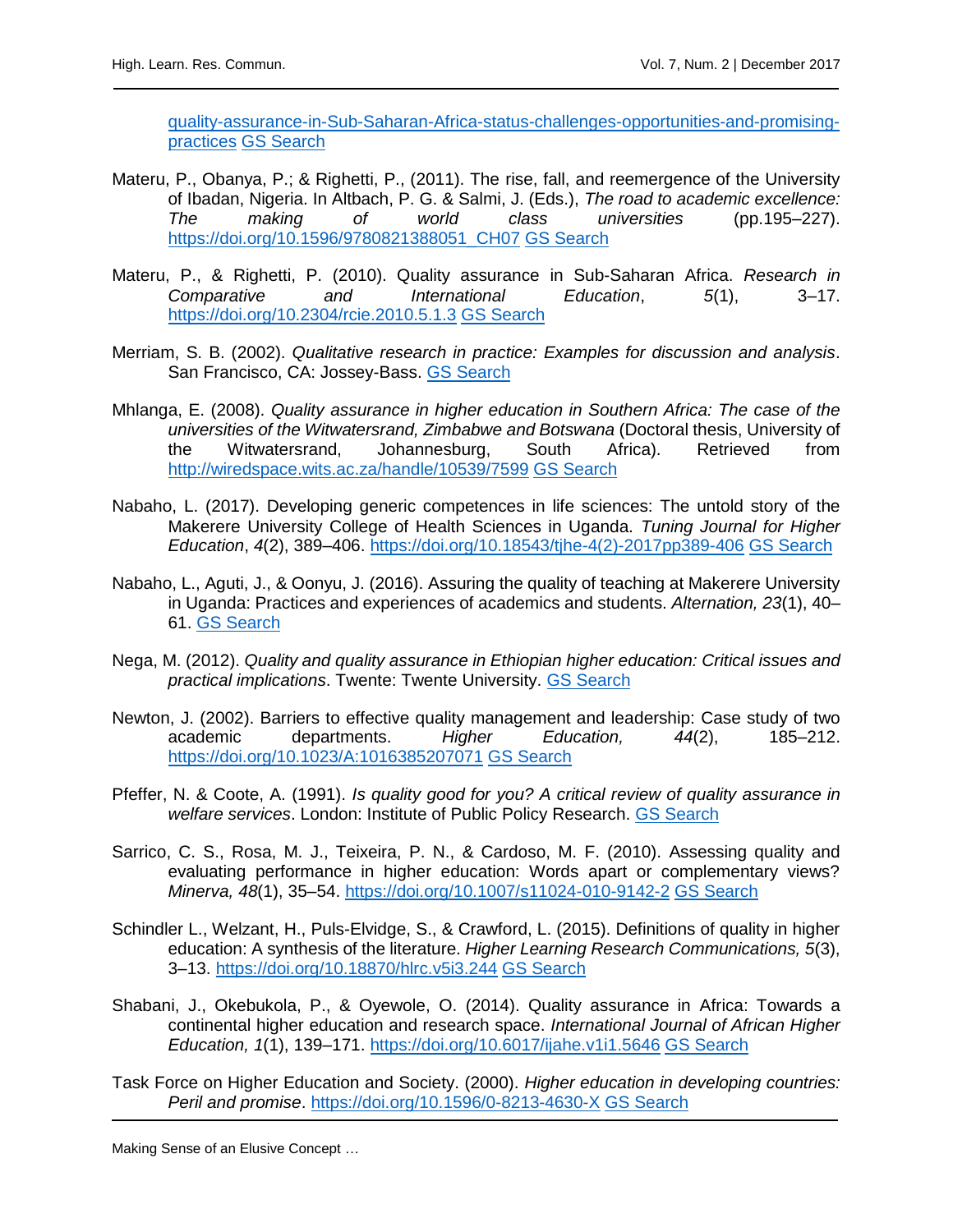quality-assurance-in-Sub-Saharan-Africa-status-challenges-opportunities-and-promising-practices GS Search

Materu, P., Obanya, P.; & Righetti, P., (2011). The rise, fall, and reemergence of the University of Ibadan, Nigeria. In Altbach, P. G. & Salmi, J. (Eds.), *The road to academic excellence: The making of world class universities* (pp.195–227). https://doi.org/10.1596/9780821388051_CH07 GS Search

Materu, P., & Righetti, P. (2010). Quality assurance in Sub-Saharan Africa. *Research in Comparative and International Education*, *5*(1), 3–17. https://doi.org/10.2304/rcie.2010.5.1.3 GS Search

Merriam, S. B. (2002). *Qualitative research in practice: Examples for discussion and analysis*. San Francisco, CA: Jossey-Bass. GS Search

Mhlanga, E. (2008). *Quality assurance in higher education in Southern Africa: The case of the universities of the Witwatersrand, Zimbabwe and Botswana* (Doctoral thesis, University of the Witwatersrand, Johannesburg, South Africa). Retrieved from http://wiredspace.wits.ac.za/handle/10539/7599 GS Search

Nabaho, L. (2017). Developing generic competences in life sciences: The untold story of the Makerere University College of Health Sciences in Uganda. *Tuning Journal for Higher Education*, *4*(2), 389–406. https://doi.org/10.18543/tjhe-4(2)-2017pp389-406 GS Search

Nabaho, L., Aguti, J., & Oonyu, J. (2016). Assuring the quality of teaching at Makerere University in Uganda: Practices and experiences of academics and students. *Alternation, 23*(1), 40–61. GS Search

Nega, M. (2012). *Quality and quality assurance in Ethiopian higher education: Critical issues and practical implications*. Twente: Twente University. GS Search

Newton, J. (2002). Barriers to effective quality management and leadership: Case study of two academic departments. *Higher Education, 44*(2), 185–212. https://doi.org/10.1023/A:1016385207071 GS Search

Pfeffer, N. & Coote, A. (1991). *Is quality good for you? A critical review of quality assurance in welfare services*. London: Institute of Public Policy Research. GS Search

Sarrico, C. S., Rosa, M. J., Teixeira, P. N., & Cardoso, M. F. (2010). Assessing quality and evaluating performance in higher education: Words apart or complementary views? *Minerva, 48*(1), 35–54. https://doi.org/10.1007/s11024-010-9142-2 GS Search

Schindler L., Welzant, H., Puls-Elvidge, S., & Crawford, L. (2015). Definitions of quality in higher education: A synthesis of the literature. *Higher Learning Research Communications, 5*(3), 3–13. https://doi.org/10.18870/hlrc.v5i3.244 GS Search

Shabani, J., Okebukola, P., & Oyewole, O. (2014). Quality assurance in Africa: Towards a continental higher education and research space. *International Journal of African Higher Education, 1*(1), 139–171. https://doi.org/10.6017/ijahe.v1i1.5646 GS Search

Task Force on Higher Education and Society. (2000). *Higher education in developing countries: Peril and promise*. https://doi.org/10.1596/0-8213-4630-X GS Search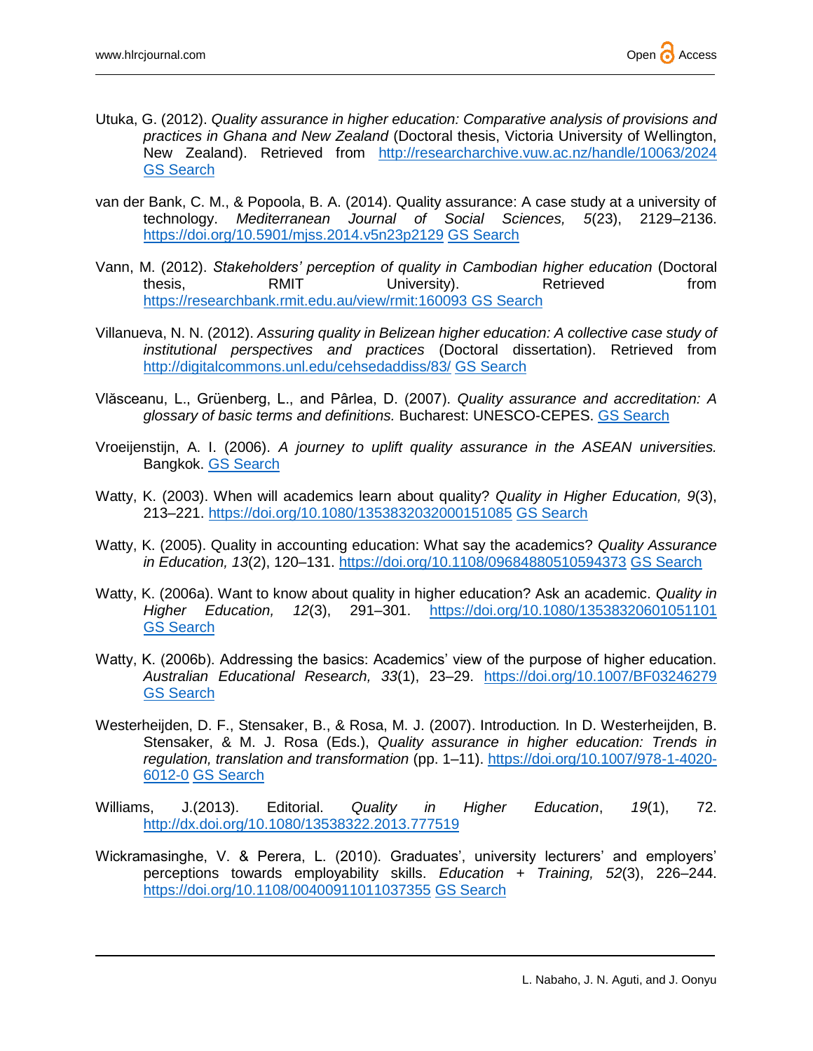Utuka, G. (2012). *Quality assurance in higher education: Comparative analysis of provisions and practices in Ghana and New Zealand* (Doctoral thesis, Victoria University of Wellington, New Zealand). Retrieved from http://researcharchive.vuw.ac.nz/handle/10063/2024 GS Search

van der Bank, C. M., & Popoola, B. A. (2014). Quality assurance: A case study at a university of technology. *Mediterranean Journal of Social Sciences, 5*(23), 2129–2136. https://doi.org/10.5901/mjss.2014.v5n23p2129 GS Search

Vann, M. (2012). *Stakeholders' perception of quality in Cambodian higher education* (Doctoral thesis, RMIT University). Retrieved from https://researchbank.rmit.edu.au/view/rmit:160093 GS Search

Villanueva, N. N. (2012). *Assuring quality in Belizean higher education: A collective case study of institutional perspectives and practices* (Doctoral dissertation). Retrieved from http://digitalcommons.unl.edu/cehsedaddiss/83/ GS Search

Vlăsceanu, L., Grüenberg, L., and Pârlea, D. (2007). *Quality assurance and accreditation: A glossary of basic terms and definitions.* Bucharest: UNESCO-CEPES. GS Search

Vroeijenstijn, A. I. (2006). *A journey to uplift quality assurance in the ASEAN universities.* Bangkok. GS Search

Watty, K. (2003). When will academics learn about quality? *Quality in Higher Education, 9*(3), 213–221. https://doi.org/10.1080/1353832032000151085 GS Search

Watty, K. (2005). Quality in accounting education: What say the academics? *Quality Assurance in Education, 13*(2), 120–131. https://doi.org/10.1108/09684880510594373 GS Search

Watty, K. (2006a). Want to know about quality in higher education? Ask an academic. *Quality in Higher Education, 12*(3), 291–301. https://doi.org/10.1080/13538320601051101 GS Search

Watty, K. (2006b). Addressing the basics: Academics' view of the purpose of higher education. *Australian Educational Research, 33*(1), 23–29. https://doi.org/10.1007/BF03246279 GS Search

Westerheijden, D. F., Stensaker, B., & Rosa, M. J. (2007). Introduction. In D. Westerheijden, B. Stensaker, & M. J. Rosa (Eds.), *Quality assurance in higher education: Trends in regulation, translation and transformation* (pp. 1–11). https://doi.org/10.1007/978-1-4020-6012-0 GS Search

Williams, J.(2013). Editorial. *Quality in Higher Education*, *19*(1), 72. http://dx.doi.org/10.1080/13538322.2013.777519

Wickramasinghe, V. & Perera, L. (2010). Graduates', university lecturers' and employers' perceptions towards employability skills. *Education + Training, 52*(3), 226–244. https://doi.org/10.1108/00400911011037355 GS Search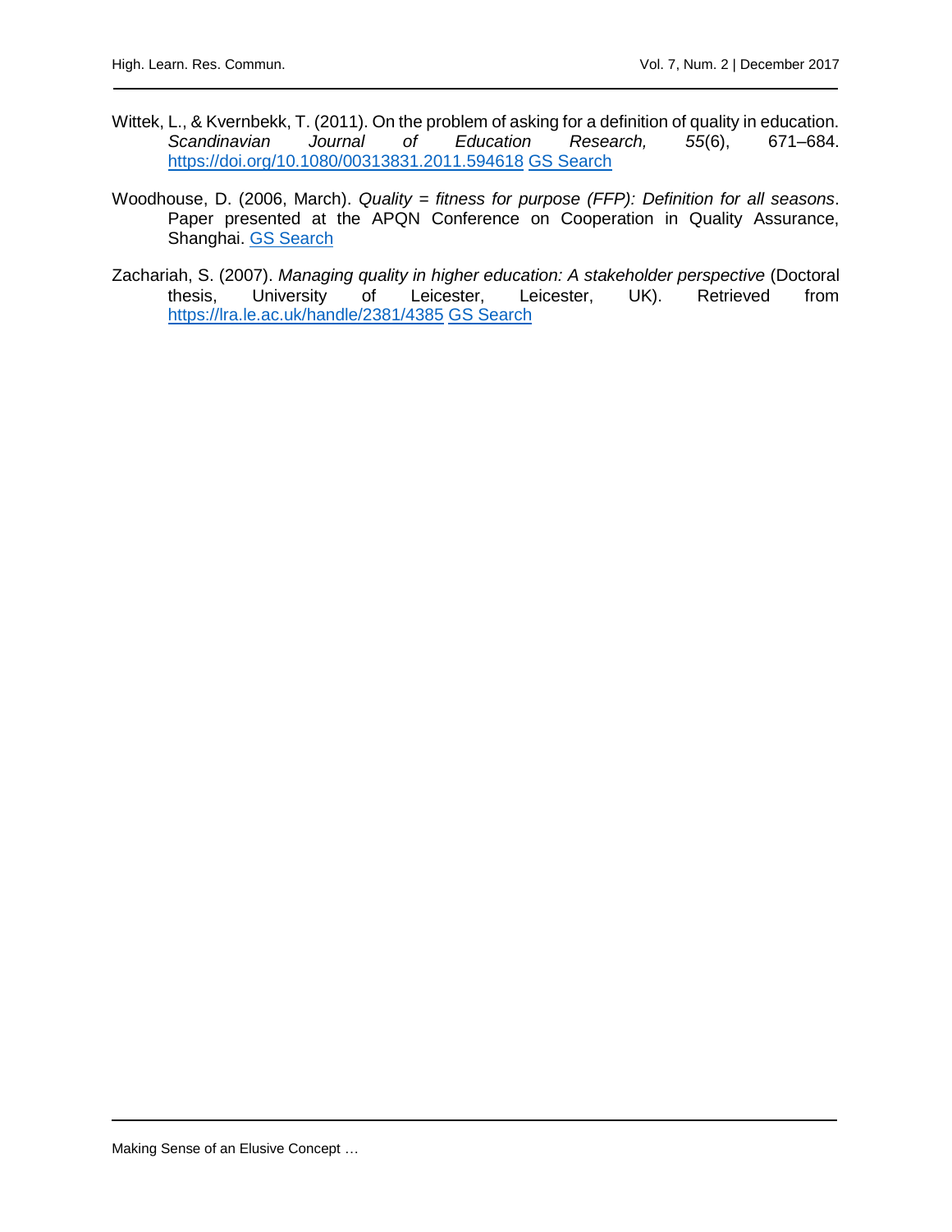Wittek, L., & Kvernbekk, T. (2011). On the problem of asking for a definition of quality in education. *Scandinavian Journal of Education Research, 55*(6), 671–684. https://doi.org/10.1080/00313831.2011.594618 GS Search

Woodhouse, D. (2006, March). *Quality = fitness for purpose (FFP): Definition for all seasons*. Paper presented at the APQN Conference on Cooperation in Quality Assurance, Shanghai. GS Search

Zachariah, S. (2007). *Managing quality in higher education: A stakeholder perspective* (Doctoral thesis, University of Leicester, Leicester, UK). Retrieved from https://lra.le.ac.uk/handle/2381/4385 GS Search